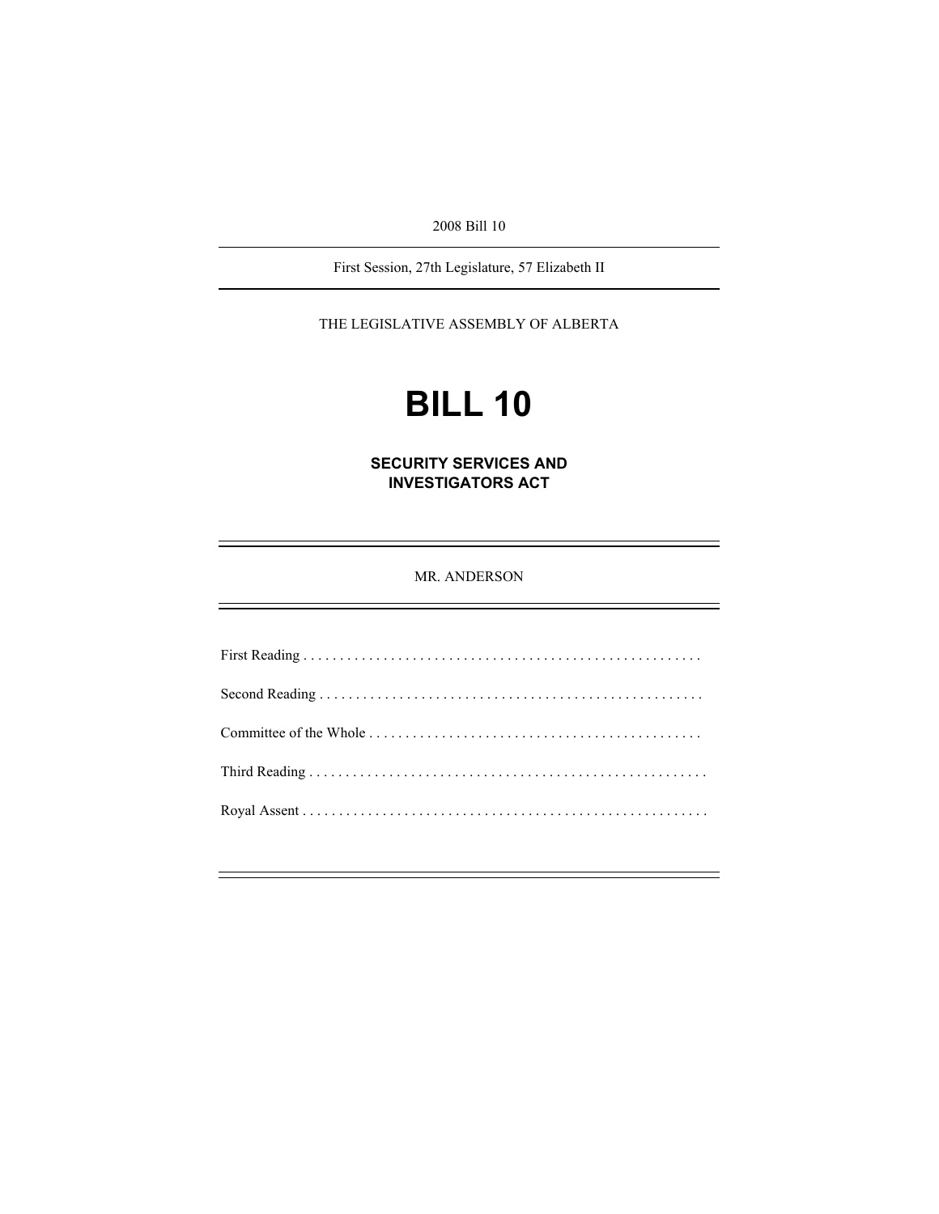2008 Bill 10

---

First Session, 27th Legislature, 57 Elizabeth II

---

THE LEGISLATIVE ASSEMBLY OF ALBERTA

# BILL 10

## SECURITY SERVICES AND INVESTIGATORS ACT

---

MR. ANDERSON

---

First Reading . . . . . . . . . . . . . . . . . . . . . . . . . . . . . . . . . . . . . . . . . . . . . . . . . . . . .

Second Reading . . . . . . . . . . . . . . . . . . . . . . . . . . . . . . . . . . . . . . . . . . . . . . . . . . . .

Committee of the Whole . . . . . . . . . . . . . . . . . . . . . . . . . . . . . . . . . . . . . . . . . . . . .

Third Reading . . . . . . . . . . . . . . . . . . . . . . . . . . . . . . . . . . . . . . . . . . . . . . . . . . . . . .

Royal Assent . . . . . . . . . . . . . . . . . . . . . . . . . . . . . . . . . . . . . . . . . . . . . . . . . . . . . . .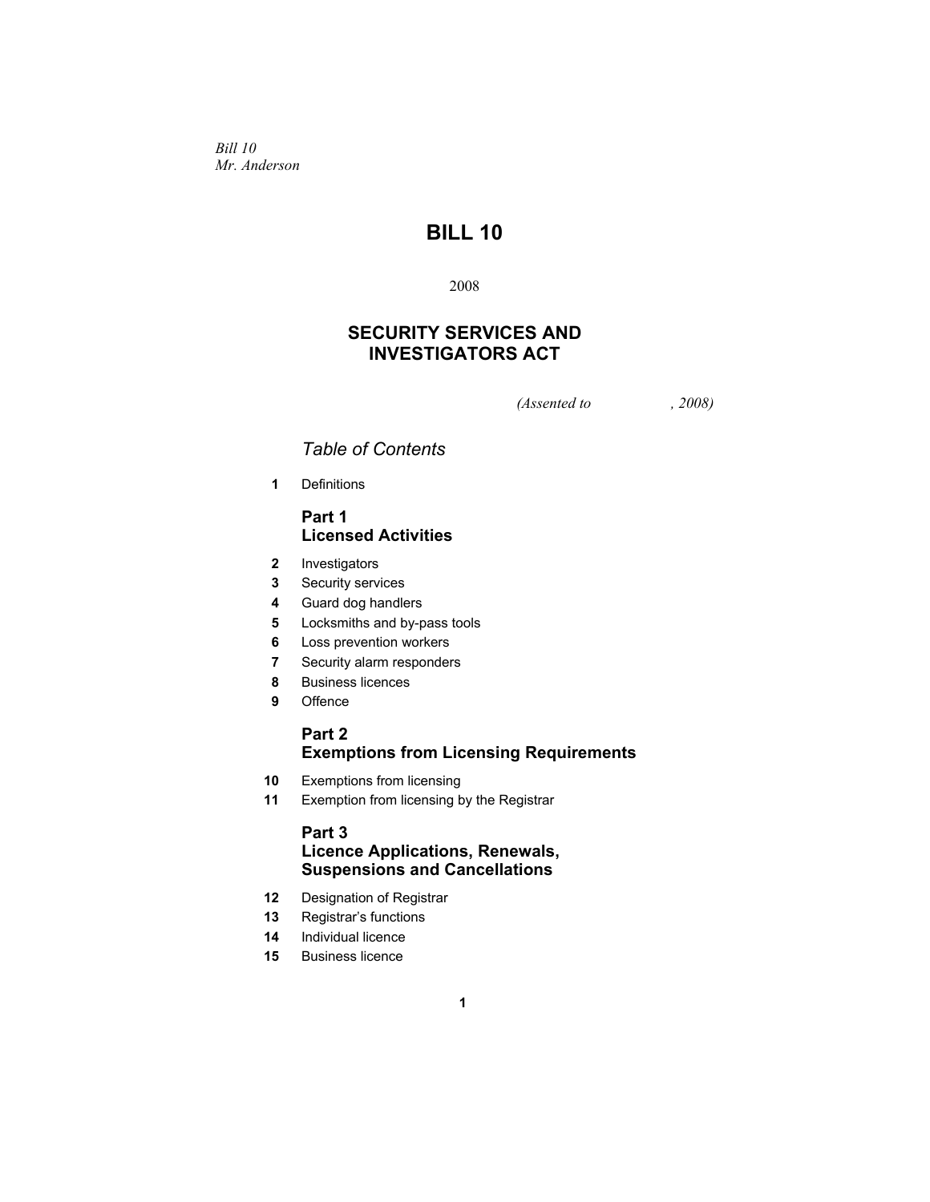*Bill 10*
*Mr. Anderson*

# BILL 10

2008

## SECURITY SERVICES AND INVESTIGATORS ACT

*(Assented to , 2008)*

### *Table of Contents*

**1** Definitions

### Part 1
### Licensed Activities

**2** Investigators
**3** Security services
**4** Guard dog handlers
**5** Locksmiths and by-pass tools
**6** Loss prevention workers
**7** Security alarm responders
**8** Business licences
**9** Offence

### Part 2
### Exemptions from Licensing Requirements

**10** Exemptions from licensing
**11** Exemption from licensing by the Registrar

### Part 3
### Licence Applications, Renewals, Suspensions and Cancellations

**12** Designation of Registrar
**13** Registrar's functions
**14** Individual licence
**15** Business licence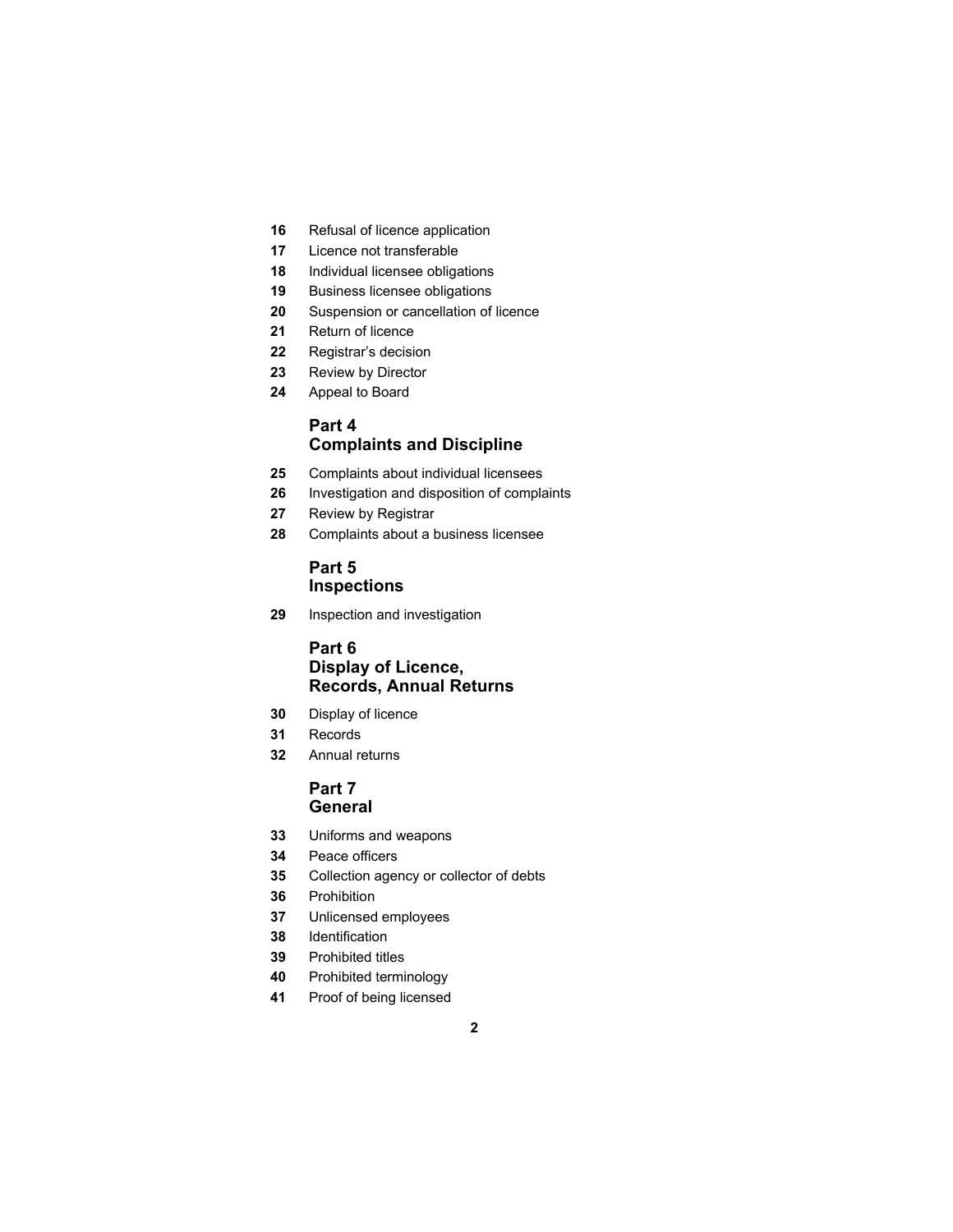**16** Refusal of licence application

**17** Licence not transferable

**18** Individual licensee obligations

**19** Business licensee obligations

**20** Suspension or cancellation of licence

**21** Return of licence

**22** Registrar's decision

**23** Review by Director

**24** Appeal to Board

## Part 4
## Complaints and Discipline

**25** Complaints about individual licensees

**26** Investigation and disposition of complaints

**27** Review by Registrar

**28** Complaints about a business licensee

## Part 5
## Inspections

**29** Inspection and investigation

## Part 6
## Display of Licence, Records, Annual Returns

**30** Display of licence

**31** Records

**32** Annual returns

## Part 7
## General

**33** Uniforms and weapons

**34** Peace officers

**35** Collection agency or collector of debts

**36** Prohibition

**37** Unlicensed employees

**38** Identification

**39** Prohibited titles

**40** Prohibited terminology

**41** Proof of being licensed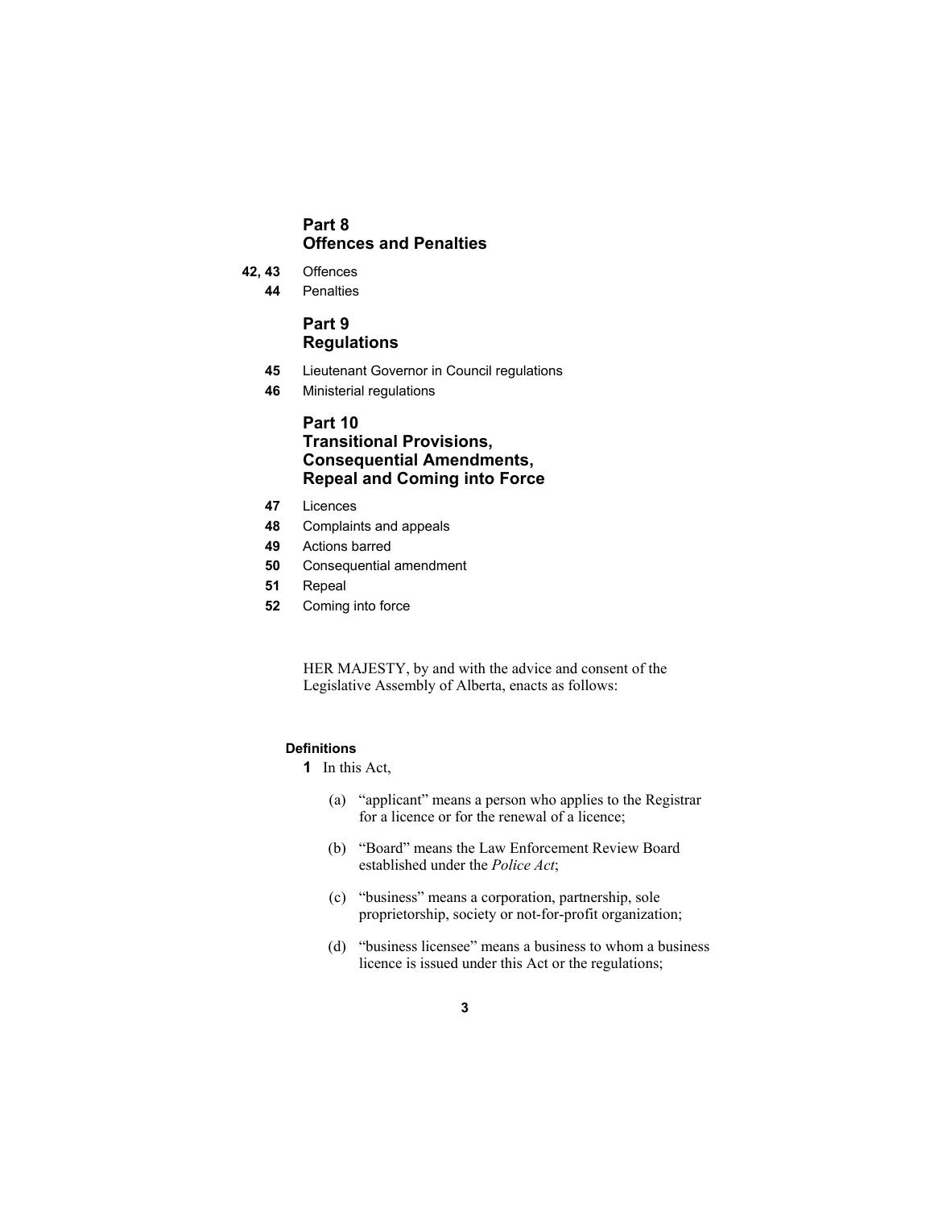**Part 8**
**Offences and Penalties**

**42, 43** Offences
**44** Penalties

**Part 9**
**Regulations**

**45** Lieutenant Governor in Council regulations
**46** Ministerial regulations

**Part 10**
**Transitional Provisions, Consequential Amendments, Repeal and Coming into Force**

**47** Licences
**48** Complaints and appeals
**49** Actions barred
**50** Consequential amendment
**51** Repeal
**52** Coming into force

HER MAJESTY, by and with the advice and consent of the Legislative Assembly of Alberta, enacts as follows:

**Definitions**

**1** In this Act,

(a) "applicant" means a person who applies to the Registrar for a licence or for the renewal of a licence;

(b) "Board" means the Law Enforcement Review Board established under the *Police Act*;

(c) "business" means a corporation, partnership, sole proprietorship, society or not-for-profit organization;

(d) "business licensee" means a business to whom a business licence is issued under this Act or the regulations;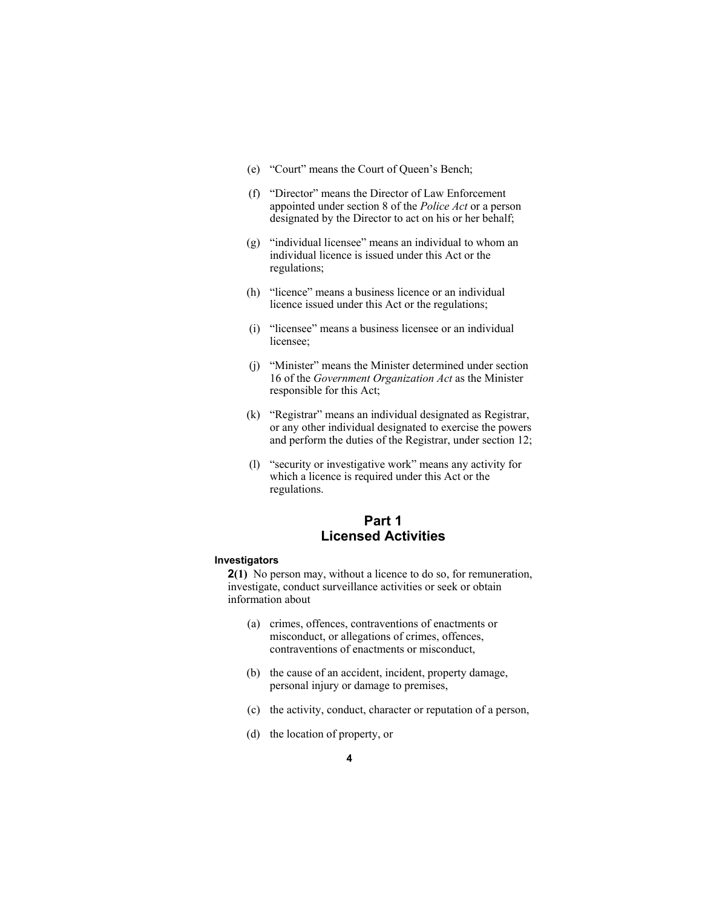(e) "Court" means the Court of Queen's Bench;

(f) "Director" means the Director of Law Enforcement appointed under section 8 of the *Police Act* or a person designated by the Director to act on his or her behalf;

(g) "individual licensee" means an individual to whom an individual licence is issued under this Act or the regulations;

(h) "licence" means a business licence or an individual licence issued under this Act or the regulations;

(i) "licensee" means a business licensee or an individual licensee;

(j) "Minister" means the Minister determined under section 16 of the *Government Organization Act* as the Minister responsible for this Act;

(k) "Registrar" means an individual designated as Registrar, or any other individual designated to exercise the powers and perform the duties of the Registrar, under section 12;

(l) "security or investigative work" means any activity for which a licence is required under this Act or the regulations.

## Part 1
## Licensed Activities

#### Investigators

**2(1)** No person may, without a licence to do so, for remuneration, investigate, conduct surveillance activities or seek or obtain information about

(a) crimes, offences, contraventions of enactments or misconduct, or allegations of crimes, offences, contraventions of enactments or misconduct,

(b) the cause of an accident, incident, property damage, personal injury or damage to premises,

(c) the activity, conduct, character or reputation of a person,

(d) the location of property, or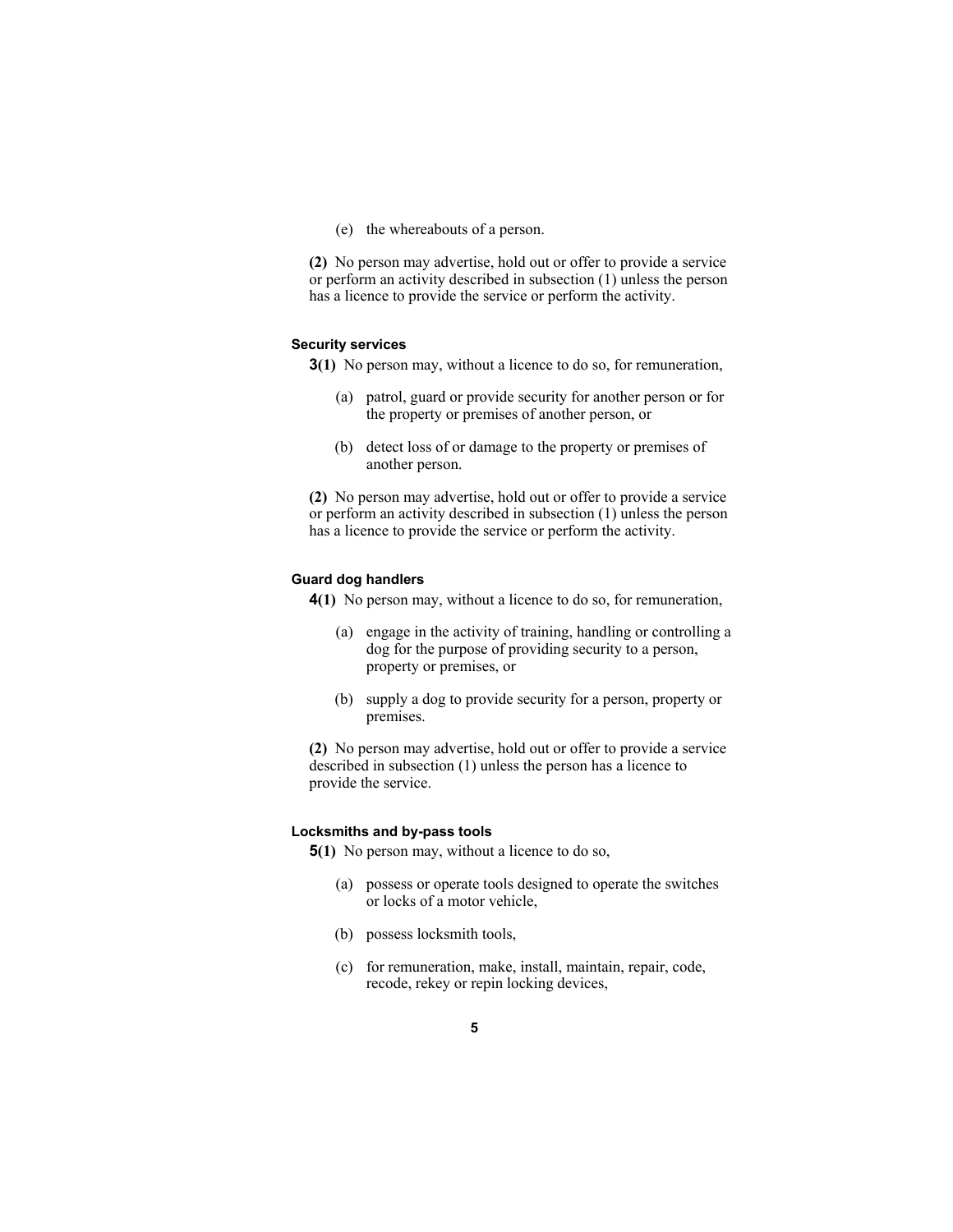(e) the whereabouts of a person.

**(2)** No person may advertise, hold out or offer to provide a service or perform an activity described in subsection (1) unless the person has a licence to provide the service or perform the activity.

### Security services

**3(1)** No person may, without a licence to do so, for remuneration,

(a) patrol, guard or provide security for another person or for the property or premises of another person, or

(b) detect loss of or damage to the property or premises of another person.

**(2)** No person may advertise, hold out or offer to provide a service or perform an activity described in subsection (1) unless the person has a licence to provide the service or perform the activity.

### Guard dog handlers

**4(1)** No person may, without a licence to do so, for remuneration,

(a) engage in the activity of training, handling or controlling a dog for the purpose of providing security to a person, property or premises, or

(b) supply a dog to provide security for a person, property or premises.

**(2)** No person may advertise, hold out or offer to provide a service described in subsection (1) unless the person has a licence to provide the service.

### Locksmiths and by-pass tools

**5(1)** No person may, without a licence to do so,

(a) possess or operate tools designed to operate the switches or locks of a motor vehicle,

(b) possess locksmith tools,

(c) for remuneration, make, install, maintain, repair, code, recode, rekey or repin locking devices,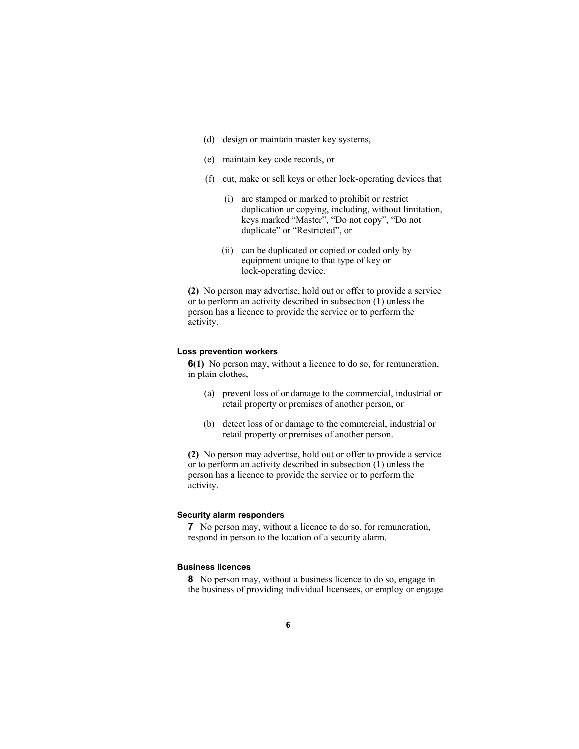(d) design or maintain master key systems,

(e) maintain key code records, or

(f) cut, make or sell keys or other lock-operating devices that

(i) are stamped or marked to prohibit or restrict duplication or copying, including, without limitation, keys marked "Master", "Do not copy", "Do not duplicate" or "Restricted", or

(ii) can be duplicated or copied or coded only by equipment unique to that type of key or lock-operating device.

**(2)** No person may advertise, hold out or offer to provide a service or to perform an activity described in subsection (1) unless the person has a licence to provide the service or to perform the activity.

#### Loss prevention workers

**6(1)** No person may, without a licence to do so, for remuneration, in plain clothes,

(a) prevent loss of or damage to the commercial, industrial or retail property or premises of another person, or

(b) detect loss of or damage to the commercial, industrial or retail property or premises of another person.

**(2)** No person may advertise, hold out or offer to provide a service or to perform an activity described in subsection (1) unless the person has a licence to provide the service or to perform the activity.

#### Security alarm responders

**7** No person may, without a licence to do so, for remuneration, respond in person to the location of a security alarm.

#### Business licences

**8** No person may, without a business licence to do so, engage in the business of providing individual licensees, or employ or engage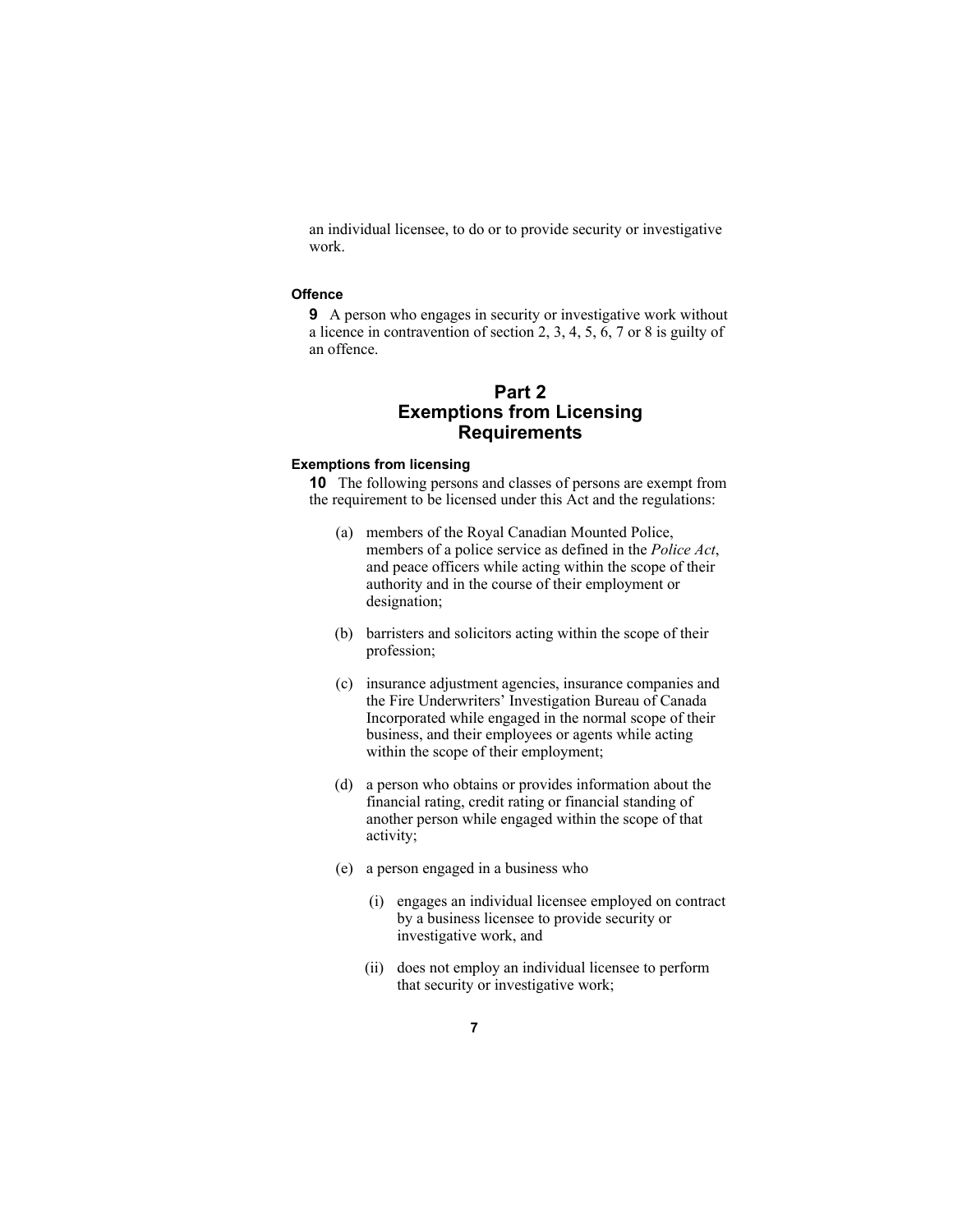an individual licensee, to do or to provide security or investigative work.

**Offence**

**9** A person who engages in security or investigative work without a licence in contravention of section 2, 3, 4, 5, 6, 7 or 8 is guilty of an offence.

## Part 2 Exemptions from Licensing Requirements

**Exemptions from licensing**

**10** The following persons and classes of persons are exempt from the requirement to be licensed under this Act and the regulations:

(a) members of the Royal Canadian Mounted Police, members of a police service as defined in the *Police Act*, and peace officers while acting within the scope of their authority and in the course of their employment or designation;

(b) barristers and solicitors acting within the scope of their profession;

(c) insurance adjustment agencies, insurance companies and the Fire Underwriters' Investigation Bureau of Canada Incorporated while engaged in the normal scope of their business, and their employees or agents while acting within the scope of their employment;

(d) a person who obtains or provides information about the financial rating, credit rating or financial standing of another person while engaged within the scope of that activity;

(e) a person engaged in a business who

(i) engages an individual licensee employed on contract by a business licensee to provide security or investigative work, and

(ii) does not employ an individual licensee to perform that security or investigative work;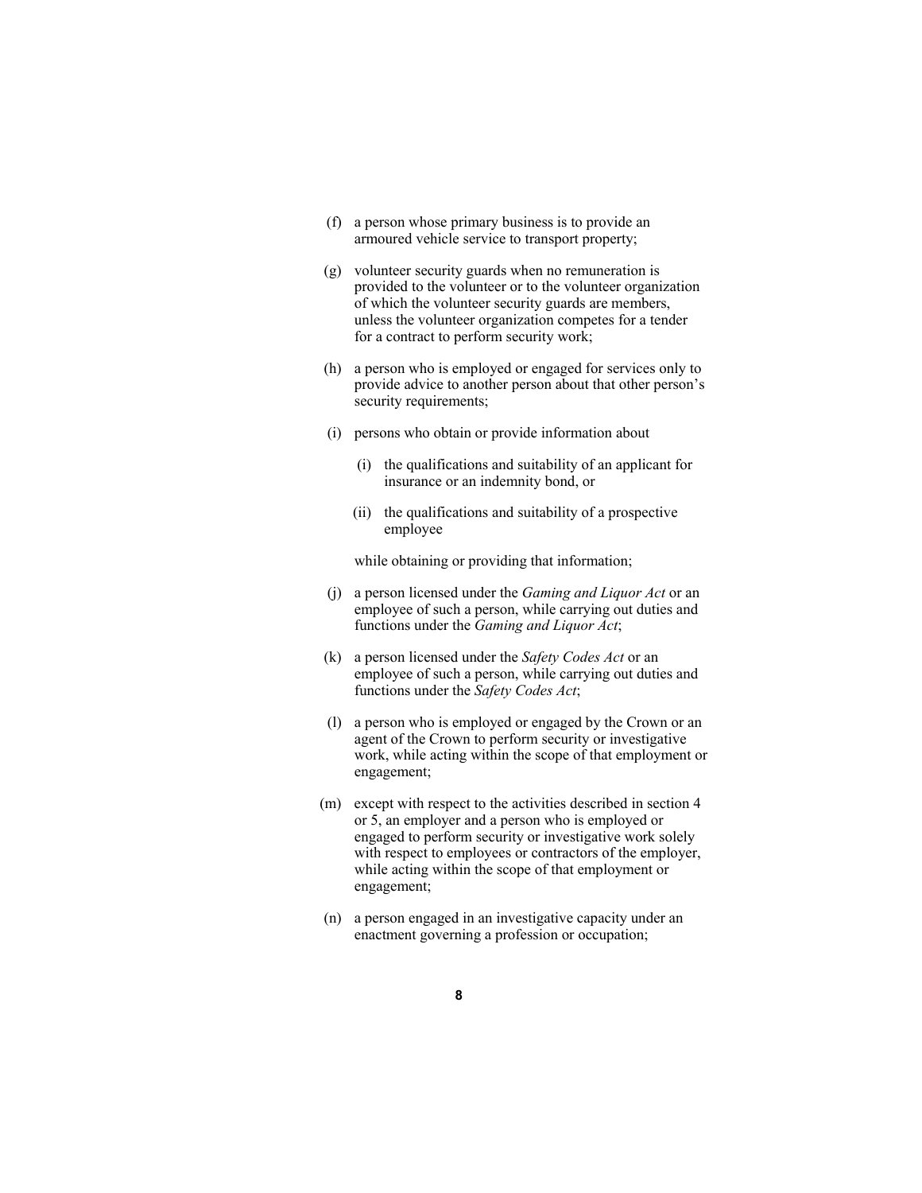(f) a person whose primary business is to provide an armoured vehicle service to transport property;

(g) volunteer security guards when no remuneration is provided to the volunteer or to the volunteer organization of which the volunteer security guards are members, unless the volunteer organization competes for a tender for a contract to perform security work;

(h) a person who is employed or engaged for services only to provide advice to another person about that other person's security requirements;

(i) persons who obtain or provide information about

  (i) the qualifications and suitability of an applicant for insurance or an indemnity bond, or

  (ii) the qualifications and suitability of a prospective employee

  while obtaining or providing that information;

(j) a person licensed under the *Gaming and Liquor Act* or an employee of such a person, while carrying out duties and functions under the *Gaming and Liquor Act*;

(k) a person licensed under the *Safety Codes Act* or an employee of such a person, while carrying out duties and functions under the *Safety Codes Act*;

(l) a person who is employed or engaged by the Crown or an agent of the Crown to perform security or investigative work, while acting within the scope of that employment or engagement;

(m) except with respect to the activities described in section 4 or 5, an employer and a person who is employed or engaged to perform security or investigative work solely with respect to employees or contractors of the employer, while acting within the scope of that employment or engagement;

(n) a person engaged in an investigative capacity under an enactment governing a profession or occupation;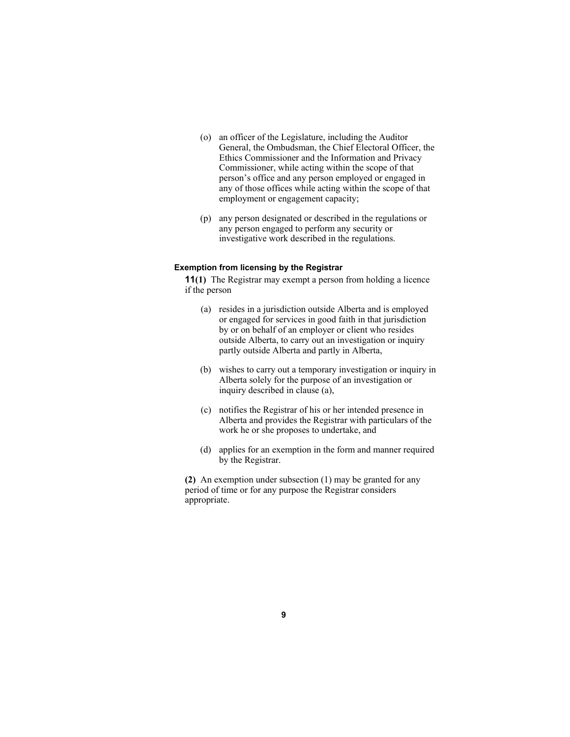(o) an officer of the Legislature, including the Auditor General, the Ombudsman, the Chief Electoral Officer, the Ethics Commissioner and the Information and Privacy Commissioner, while acting within the scope of that person's office and any person employed or engaged in any of those offices while acting within the scope of that employment or engagement capacity;

(p) any person designated or described in the regulations or any person engaged to perform any security or investigative work described in the regulations.

**Exemption from licensing by the Registrar**

**11(1)** The Registrar may exempt a person from holding a licence if the person

(a) resides in a jurisdiction outside Alberta and is employed or engaged for services in good faith in that jurisdiction by or on behalf of an employer or client who resides outside Alberta, to carry out an investigation or inquiry partly outside Alberta and partly in Alberta,

(b) wishes to carry out a temporary investigation or inquiry in Alberta solely for the purpose of an investigation or inquiry described in clause (a),

(c) notifies the Registrar of his or her intended presence in Alberta and provides the Registrar with particulars of the work he or she proposes to undertake, and

(d) applies for an exemption in the form and manner required by the Registrar.

**(2)** An exemption under subsection (1) may be granted for any period of time or for any purpose the Registrar considers appropriate.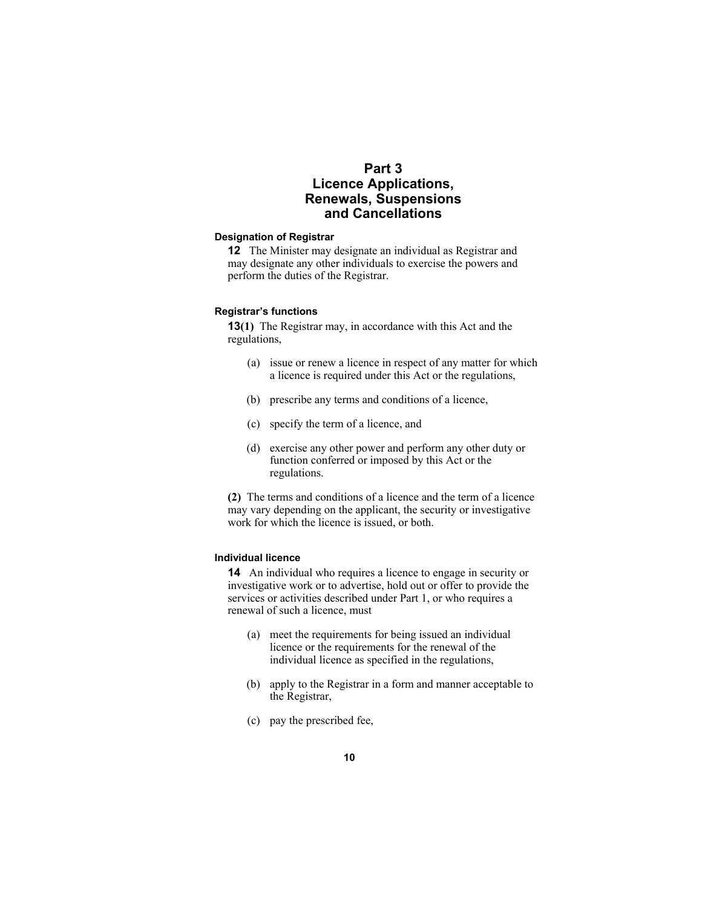# Part 3
# Licence Applications, Renewals, Suspensions and Cancellations

### Designation of Registrar

**12** The Minister may designate an individual as Registrar and may designate any other individuals to exercise the powers and perform the duties of the Registrar.

### Registrar's functions

**13(1)** The Registrar may, in accordance with this Act and the regulations,

(a) issue or renew a licence in respect of any matter for which a licence is required under this Act or the regulations,

(b) prescribe any terms and conditions of a licence,

(c) specify the term of a licence, and

(d) exercise any other power and perform any other duty or function conferred or imposed by this Act or the regulations.

**(2)** The terms and conditions of a licence and the term of a licence may vary depending on the applicant, the security or investigative work for which the licence is issued, or both.

### Individual licence

**14** An individual who requires a licence to engage in security or investigative work or to advertise, hold out or offer to provide the services or activities described under Part 1, or who requires a renewal of such a licence, must

(a) meet the requirements for being issued an individual licence or the requirements for the renewal of the individual licence as specified in the regulations,

(b) apply to the Registrar in a form and manner acceptable to the Registrar,

(c) pay the prescribed fee,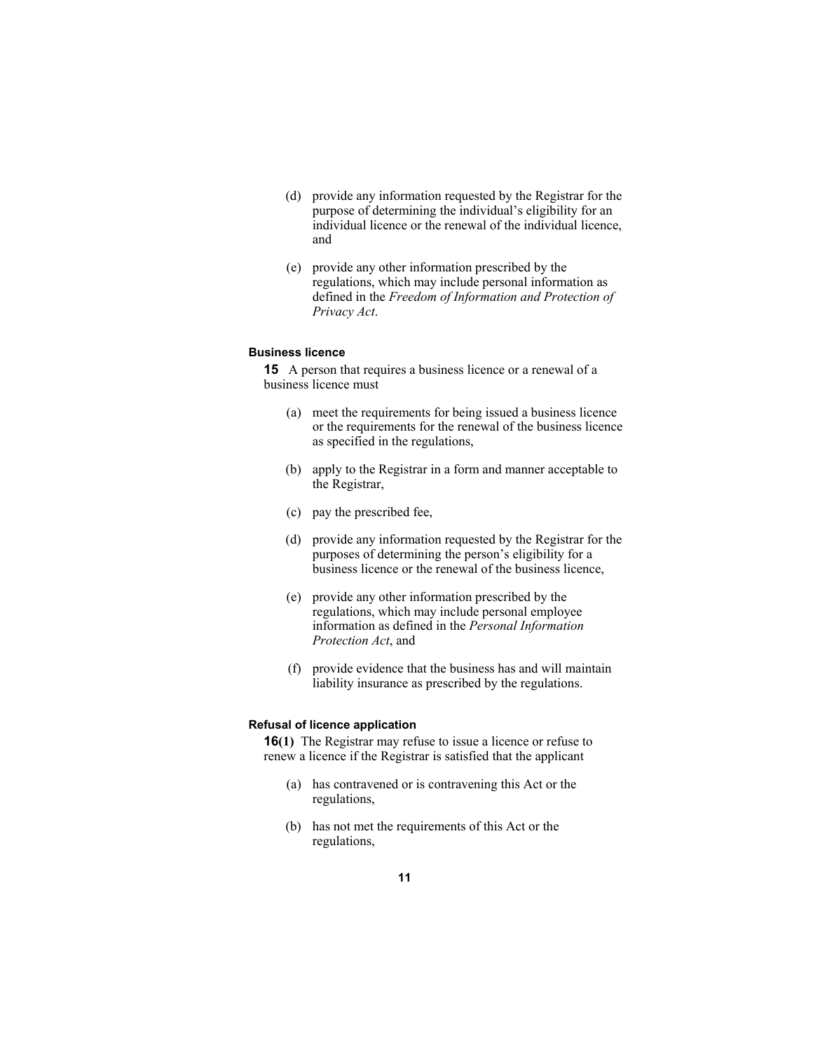(d) provide any information requested by the Registrar for the purpose of determining the individual's eligibility for an individual licence or the renewal of the individual licence, and

(e) provide any other information prescribed by the regulations, which may include personal information as defined in the *Freedom of Information and Protection of Privacy Act*.

#### Business licence

**15** A person that requires a business licence or a renewal of a business licence must

(a) meet the requirements for being issued a business licence or the requirements for the renewal of the business licence as specified in the regulations,

(b) apply to the Registrar in a form and manner acceptable to the Registrar,

(c) pay the prescribed fee,

(d) provide any information requested by the Registrar for the purposes of determining the person's eligibility for a business licence or the renewal of the business licence,

(e) provide any other information prescribed by the regulations, which may include personal employee information as defined in the *Personal Information Protection Act*, and

(f) provide evidence that the business has and will maintain liability insurance as prescribed by the regulations.

#### Refusal of licence application

**16(1)** The Registrar may refuse to issue a licence or refuse to renew a licence if the Registrar is satisfied that the applicant

(a) has contravened or is contravening this Act or the regulations,

(b) has not met the requirements of this Act or the regulations,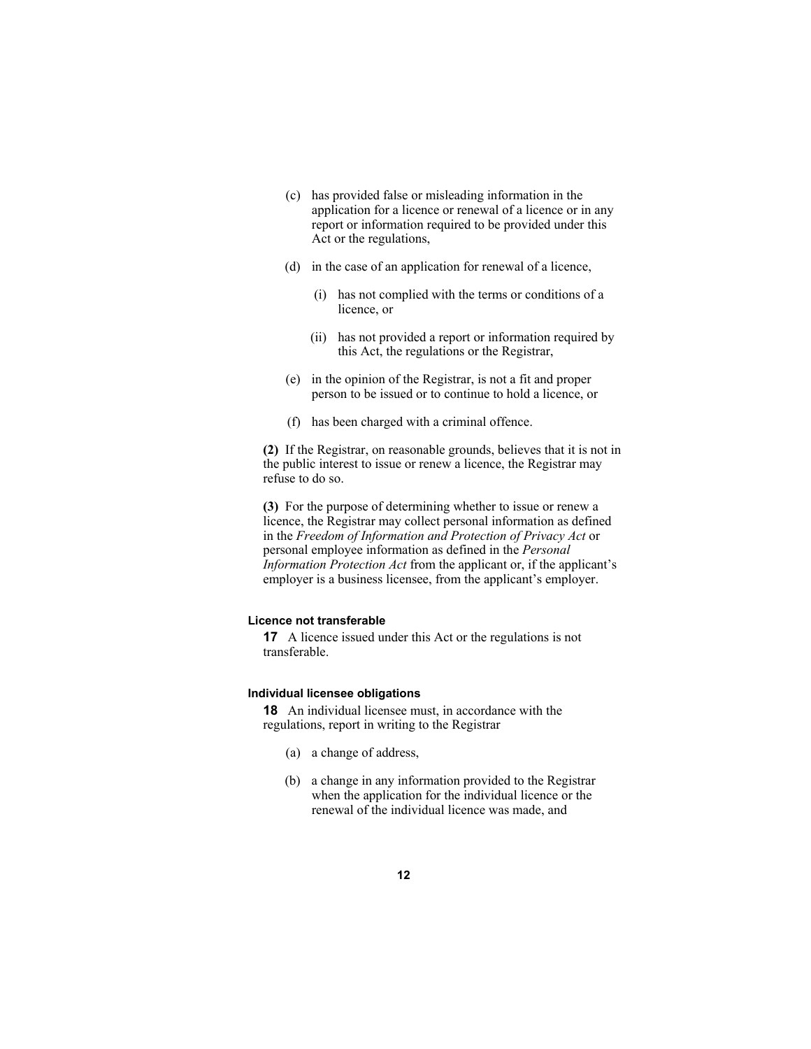(c) has provided false or misleading information in the application for a licence or renewal of a licence or in any report or information required to be provided under this Act or the regulations,

(d) in the case of an application for renewal of a licence,

(i) has not complied with the terms or conditions of a licence, or

(ii) has not provided a report or information required by this Act, the regulations or the Registrar,

(e) in the opinion of the Registrar, is not a fit and proper person to be issued or to continue to hold a licence, or

(f) has been charged with a criminal offence.

**(2)** If the Registrar, on reasonable grounds, believes that it is not in the public interest to issue or renew a licence, the Registrar may refuse to do so.

**(3)** For the purpose of determining whether to issue or renew a licence, the Registrar may collect personal information as defined in the *Freedom of Information and Protection of Privacy Act* or personal employee information as defined in the *Personal Information Protection Act* from the applicant or, if the applicant's employer is a business licensee, from the applicant's employer.

#### Licence not transferable

**17** A licence issued under this Act or the regulations is not transferable.

#### Individual licensee obligations

**18** An individual licensee must, in accordance with the regulations, report in writing to the Registrar

(a) a change of address,

(b) a change in any information provided to the Registrar when the application for the individual licence or the renewal of the individual licence was made, and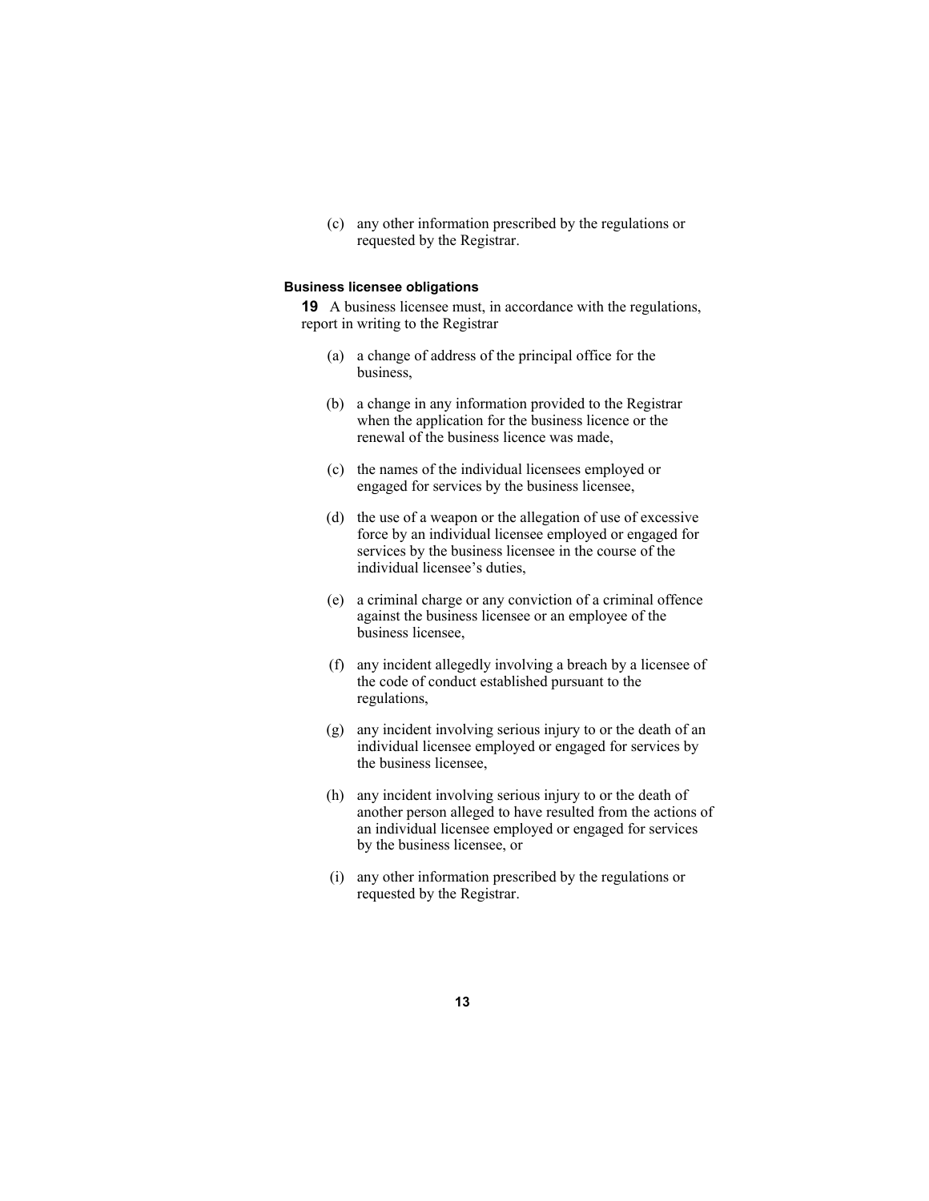(c) any other information prescribed by the regulations or requested by the Registrar.

### Business licensee obligations

**19** A business licensee must, in accordance with the regulations, report in writing to the Registrar

(a) a change of address of the principal office for the business,

(b) a change in any information provided to the Registrar when the application for the business licence or the renewal of the business licence was made,

(c) the names of the individual licensees employed or engaged for services by the business licensee,

(d) the use of a weapon or the allegation of use of excessive force by an individual licensee employed or engaged for services by the business licensee in the course of the individual licensee's duties,

(e) a criminal charge or any conviction of a criminal offence against the business licensee or an employee of the business licensee,

(f) any incident allegedly involving a breach by a licensee of the code of conduct established pursuant to the regulations,

(g) any incident involving serious injury to or the death of an individual licensee employed or engaged for services by the business licensee,

(h) any incident involving serious injury to or the death of another person alleged to have resulted from the actions of an individual licensee employed or engaged for services by the business licensee, or

(i) any other information prescribed by the regulations or requested by the Registrar.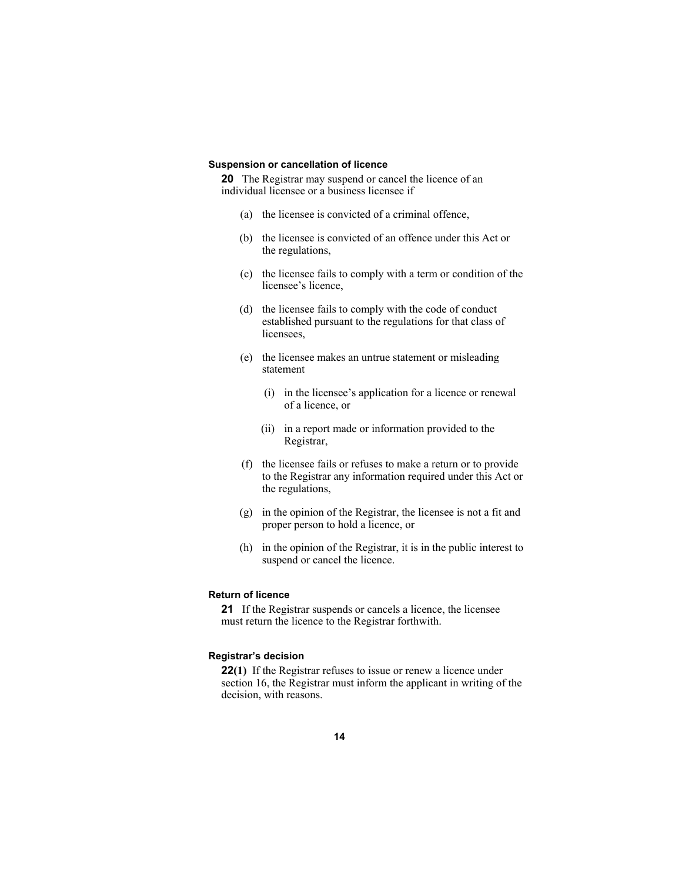**Suspension or cancellation of licence**

**20** The Registrar may suspend or cancel the licence of an individual licensee or a business licensee if

(a) the licensee is convicted of a criminal offence,

(b) the licensee is convicted of an offence under this Act or the regulations,

(c) the licensee fails to comply with a term or condition of the licensee's licence,

(d) the licensee fails to comply with the code of conduct established pursuant to the regulations for that class of licensees,

(e) the licensee makes an untrue statement or misleading statement

(i) in the licensee's application for a licence or renewal of a licence, or

(ii) in a report made or information provided to the Registrar,

(f) the licensee fails or refuses to make a return or to provide to the Registrar any information required under this Act or the regulations,

(g) in the opinion of the Registrar, the licensee is not a fit and proper person to hold a licence, or

(h) in the opinion of the Registrar, it is in the public interest to suspend or cancel the licence.

**Return of licence**

**21** If the Registrar suspends or cancels a licence, the licensee must return the licence to the Registrar forthwith.

**Registrar's decision**

**22(1)** If the Registrar refuses to issue or renew a licence under section 16, the Registrar must inform the applicant in writing of the decision, with reasons.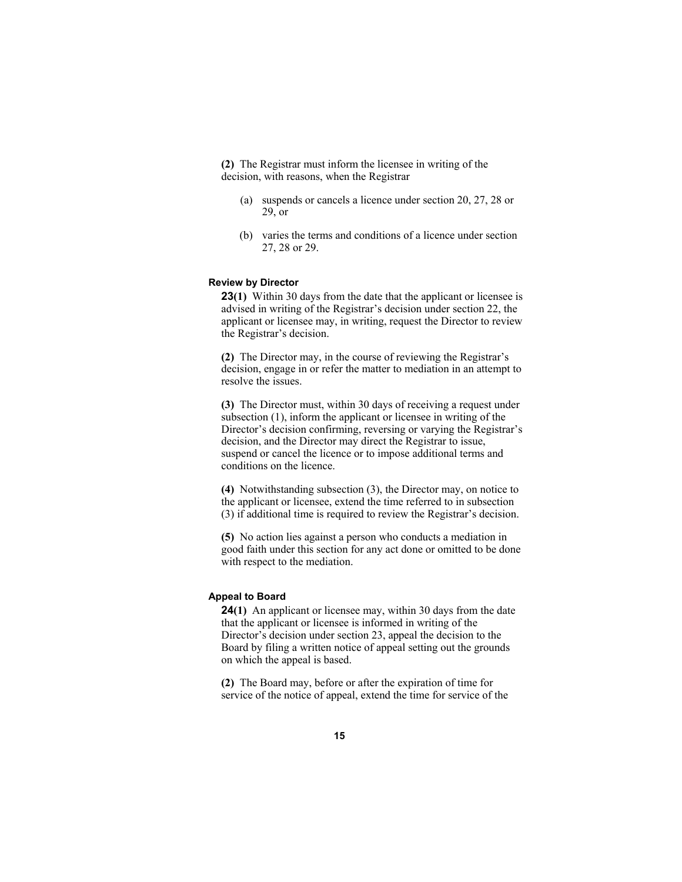**(2)** The Registrar must inform the licensee in writing of the decision, with reasons, when the Registrar

(a) suspends or cancels a licence under section 20, 27, 28 or 29, or

(b) varies the terms and conditions of a licence under section 27, 28 or 29.

**Review by Director**

**23(1)** Within 30 days from the date that the applicant or licensee is advised in writing of the Registrar's decision under section 22, the applicant or licensee may, in writing, request the Director to review the Registrar's decision.

**(2)** The Director may, in the course of reviewing the Registrar's decision, engage in or refer the matter to mediation in an attempt to resolve the issues.

**(3)** The Director must, within 30 days of receiving a request under subsection (1), inform the applicant or licensee in writing of the Director's decision confirming, reversing or varying the Registrar's decision, and the Director may direct the Registrar to issue, suspend or cancel the licence or to impose additional terms and conditions on the licence.

**(4)** Notwithstanding subsection (3), the Director may, on notice to the applicant or licensee, extend the time referred to in subsection (3) if additional time is required to review the Registrar's decision.

**(5)** No action lies against a person who conducts a mediation in good faith under this section for any act done or omitted to be done with respect to the mediation.

**Appeal to Board**

**24(1)** An applicant or licensee may, within 30 days from the date that the applicant or licensee is informed in writing of the Director's decision under section 23, appeal the decision to the Board by filing a written notice of appeal setting out the grounds on which the appeal is based.

**(2)** The Board may, before or after the expiration of time for service of the notice of appeal, extend the time for service of the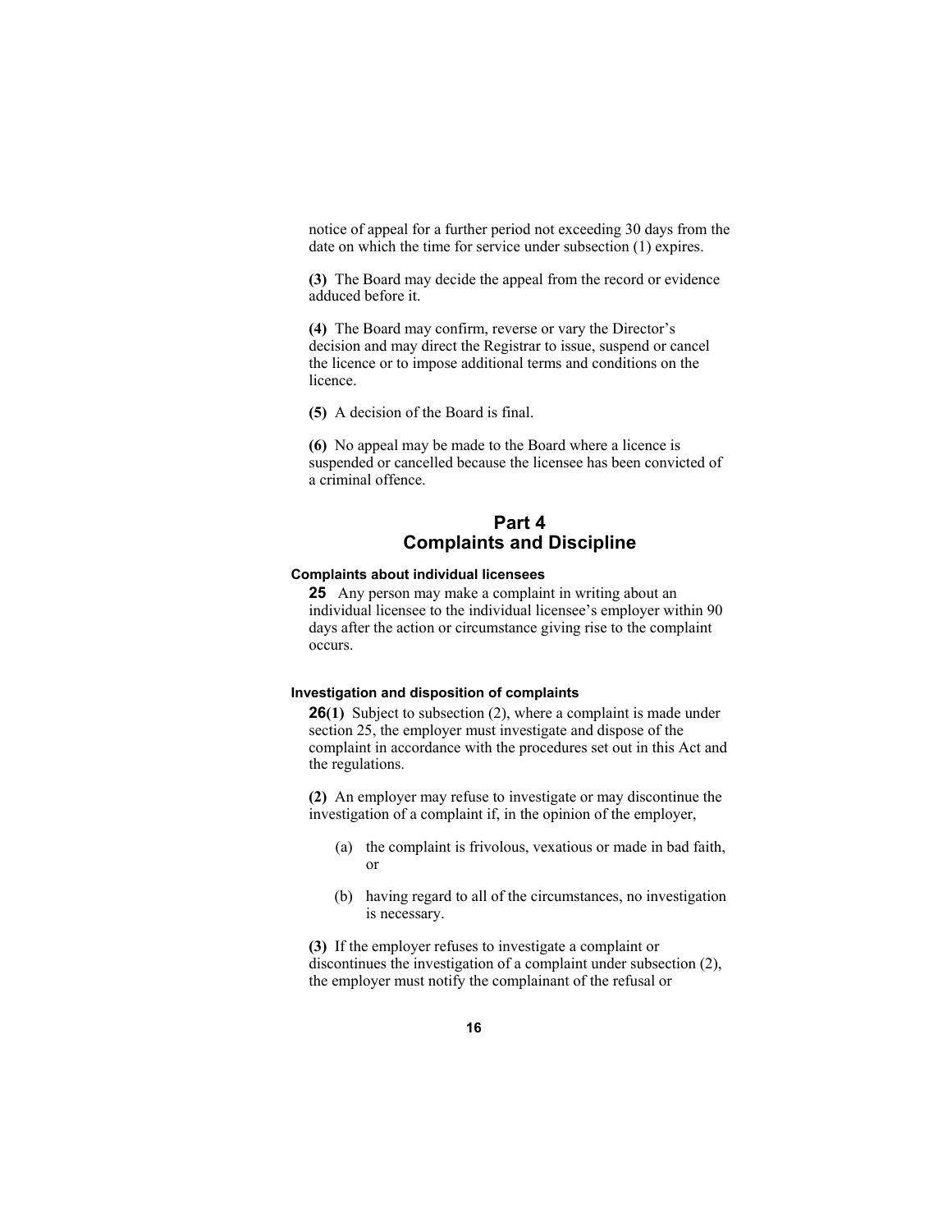notice of appeal for a further period not exceeding 30 days from the date on which the time for service under subsection (1) expires.

**(3)** The Board may decide the appeal from the record or evidence adduced before it.

**(4)** The Board may confirm, reverse or vary the Director's decision and may direct the Registrar to issue, suspend or cancel the licence or to impose additional terms and conditions on the licence.

**(5)** A decision of the Board is final.

**(6)** No appeal may be made to the Board where a licence is suspended or cancelled because the licensee has been convicted of a criminal offence.

## Part 4
## Complaints and Discipline

#### Complaints about individual licensees

**25** Any person may make a complaint in writing about an individual licensee to the individual licensee's employer within 90 days after the action or circumstance giving rise to the complaint occurs.

#### Investigation and disposition of complaints

**26(1)** Subject to subsection (2), where a complaint is made under section 25, the employer must investigate and dispose of the complaint in accordance with the procedures set out in this Act and the regulations.

**(2)** An employer may refuse to investigate or may discontinue the investigation of a complaint if, in the opinion of the employer,

- (a) the complaint is frivolous, vexatious or made in bad faith, or
- (b) having regard to all of the circumstances, no investigation is necessary.

**(3)** If the employer refuses to investigate a complaint or discontinues the investigation of a complaint under subsection (2), the employer must notify the complainant of the refusal or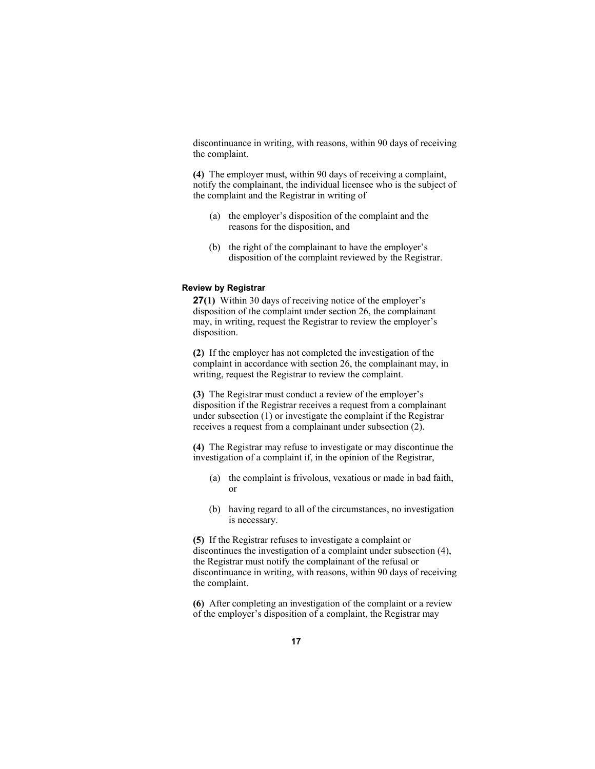discontinuance in writing, with reasons, within 90 days of receiving the complaint.

**(4)** The employer must, within 90 days of receiving a complaint, notify the complainant, the individual licensee who is the subject of the complaint and the Registrar in writing of

(a) the employer's disposition of the complaint and the reasons for the disposition, and

(b) the right of the complainant to have the employer's disposition of the complaint reviewed by the Registrar.

#### Review by Registrar

**27(1)** Within 30 days of receiving notice of the employer's disposition of the complaint under section 26, the complainant may, in writing, request the Registrar to review the employer's disposition.

**(2)** If the employer has not completed the investigation of the complaint in accordance with section 26, the complainant may, in writing, request the Registrar to review the complaint.

**(3)** The Registrar must conduct a review of the employer's disposition if the Registrar receives a request from a complainant under subsection (1) or investigate the complaint if the Registrar receives a request from a complainant under subsection (2).

**(4)** The Registrar may refuse to investigate or may discontinue the investigation of a complaint if, in the opinion of the Registrar,

(a) the complaint is frivolous, vexatious or made in bad faith, or

(b) having regard to all of the circumstances, no investigation is necessary.

**(5)** If the Registrar refuses to investigate a complaint or discontinues the investigation of a complaint under subsection (4), the Registrar must notify the complainant of the refusal or discontinuance in writing, with reasons, within 90 days of receiving the complaint.

**(6)** After completing an investigation of the complaint or a review of the employer's disposition of a complaint, the Registrar may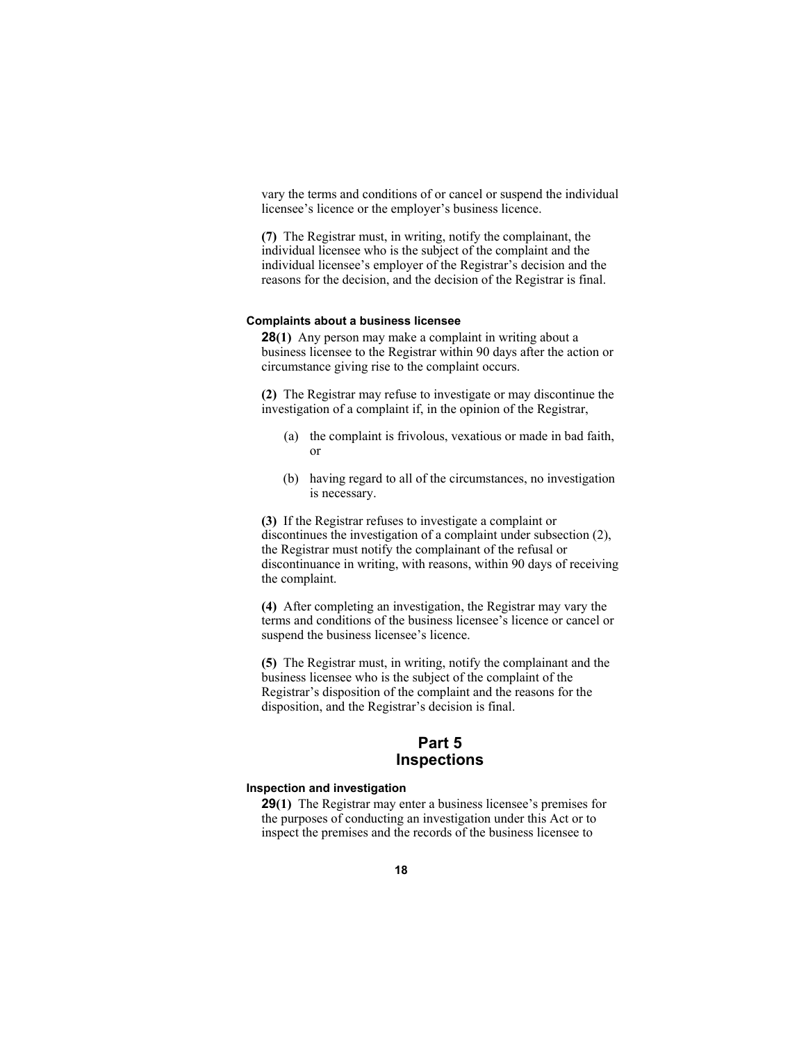vary the terms and conditions of or cancel or suspend the individual licensee's licence or the employer's business licence.

**(7)** The Registrar must, in writing, notify the complainant, the individual licensee who is the subject of the complaint and the individual licensee's employer of the Registrar's decision and the reasons for the decision, and the decision of the Registrar is final.

#### Complaints about a business licensee

**28(1)** Any person may make a complaint in writing about a business licensee to the Registrar within 90 days after the action or circumstance giving rise to the complaint occurs.

**(2)** The Registrar may refuse to investigate or may discontinue the investigation of a complaint if, in the opinion of the Registrar,

- (a) the complaint is frivolous, vexatious or made in bad faith, or
- (b) having regard to all of the circumstances, no investigation is necessary.

**(3)** If the Registrar refuses to investigate a complaint or discontinues the investigation of a complaint under subsection (2), the Registrar must notify the complainant of the refusal or discontinuance in writing, with reasons, within 90 days of receiving the complaint.

**(4)** After completing an investigation, the Registrar may vary the terms and conditions of the business licensee's licence or cancel or suspend the business licensee's licence.

**(5)** The Registrar must, in writing, notify the complainant and the business licensee who is the subject of the complaint of the Registrar's disposition of the complaint and the reasons for the disposition, and the Registrar's decision is final.

## Part 5
## Inspections

#### Inspection and investigation

**29(1)** The Registrar may enter a business licensee's premises for the purposes of conducting an investigation under this Act or to inspect the premises and the records of the business licensee to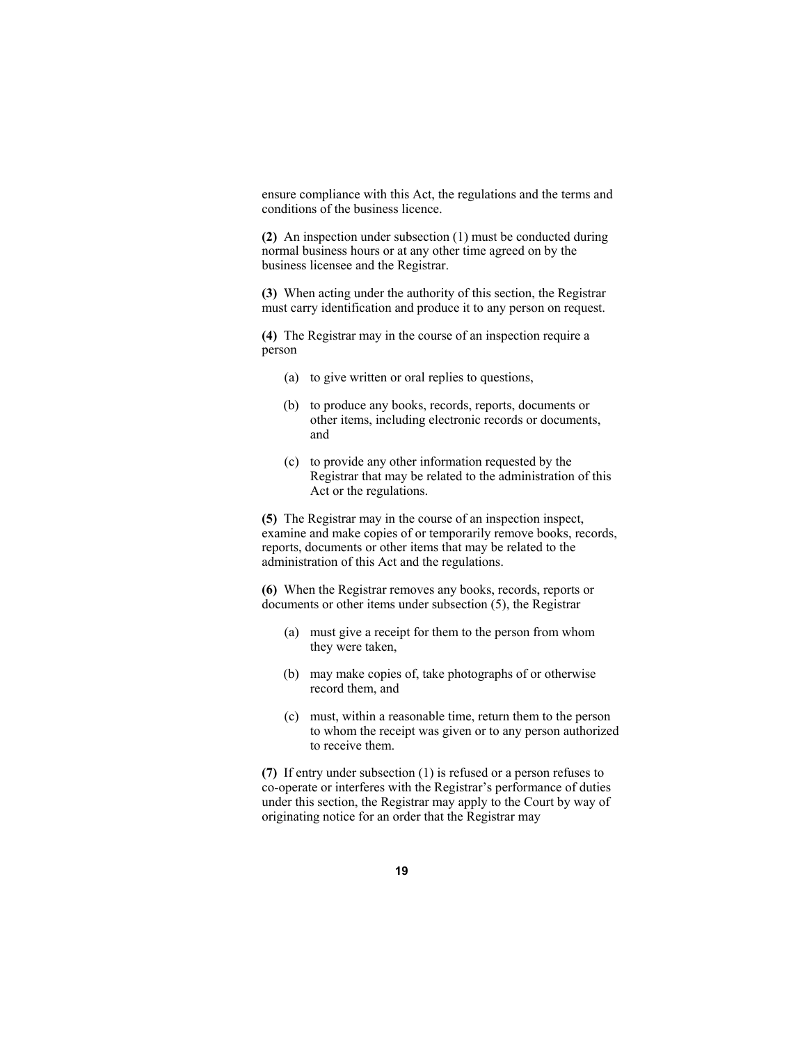ensure compliance with this Act, the regulations and the terms and conditions of the business licence.

**(2)** An inspection under subsection (1) must be conducted during normal business hours or at any other time agreed on by the business licensee and the Registrar.

**(3)** When acting under the authority of this section, the Registrar must carry identification and produce it to any person on request.

**(4)** The Registrar may in the course of an inspection require a person

(a) to give written or oral replies to questions,

(b) to produce any books, records, reports, documents or other items, including electronic records or documents, and

(c) to provide any other information requested by the Registrar that may be related to the administration of this Act or the regulations.

**(5)** The Registrar may in the course of an inspection inspect, examine and make copies of or temporarily remove books, records, reports, documents or other items that may be related to the administration of this Act and the regulations.

**(6)** When the Registrar removes any books, records, reports or documents or other items under subsection (5), the Registrar

(a) must give a receipt for them to the person from whom they were taken,

(b) may make copies of, take photographs of or otherwise record them, and

(c) must, within a reasonable time, return them to the person to whom the receipt was given or to any person authorized to receive them.

**(7)** If entry under subsection (1) is refused or a person refuses to co-operate or interferes with the Registrar's performance of duties under this section, the Registrar may apply to the Court by way of originating notice for an order that the Registrar may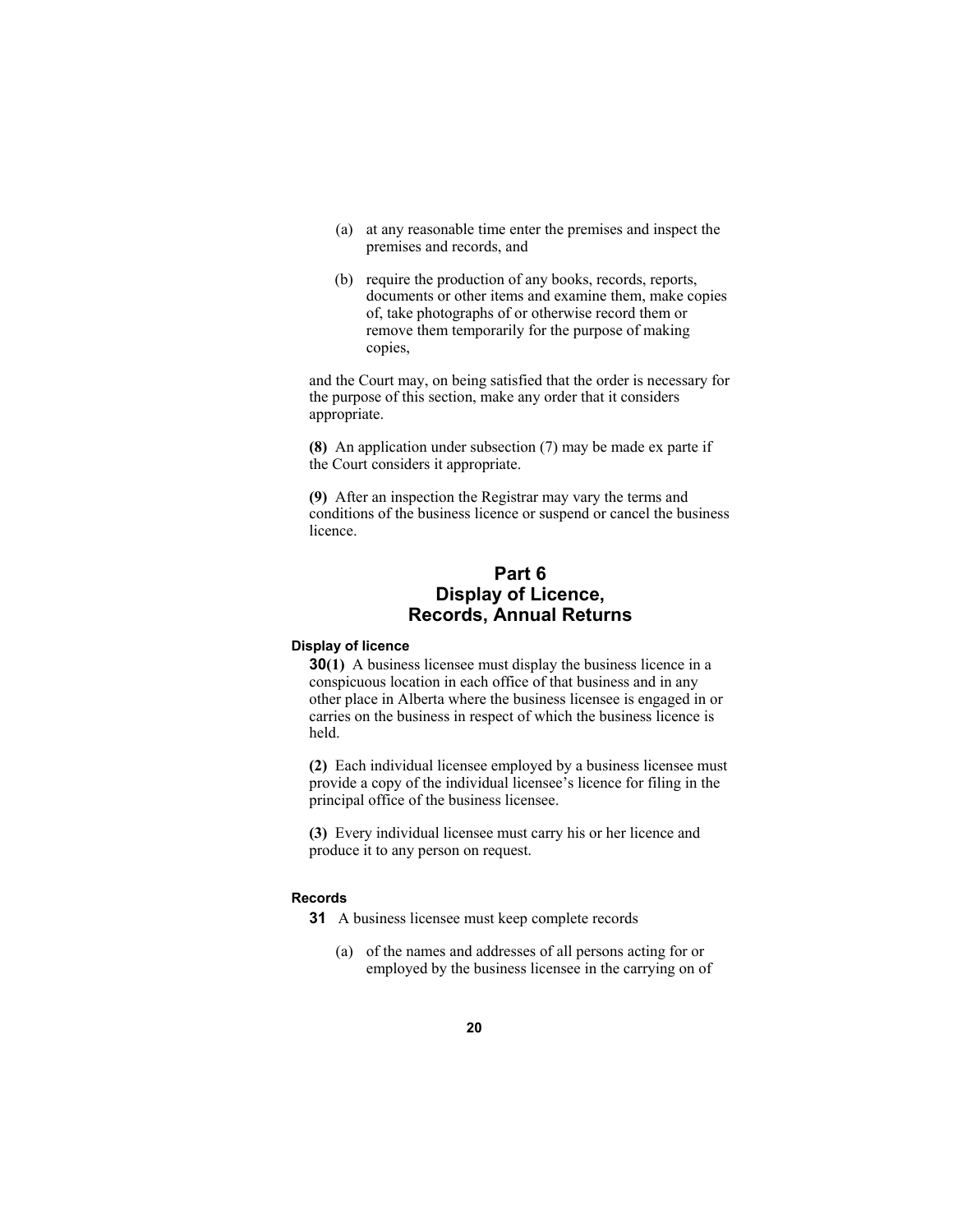(a) at any reasonable time enter the premises and inspect the premises and records, and

(b) require the production of any books, records, reports, documents or other items and examine them, make copies of, take photographs of or otherwise record them or remove them temporarily for the purpose of making copies,

and the Court may, on being satisfied that the order is necessary for the purpose of this section, make any order that it considers appropriate.

**(8)** An application under subsection (7) may be made ex parte if the Court considers it appropriate.

**(9)** After an inspection the Registrar may vary the terms and conditions of the business licence or suspend or cancel the business licence.

## Part 6
## Display of Licence, Records, Annual Returns

#### Display of licence

**30(1)** A business licensee must display the business licence in a conspicuous location in each office of that business and in any other place in Alberta where the business licensee is engaged in or carries on the business in respect of which the business licence is held.

**(2)** Each individual licensee employed by a business licensee must provide a copy of the individual licensee's licence for filing in the principal office of the business licensee.

**(3)** Every individual licensee must carry his or her licence and produce it to any person on request.

#### Records

**31** A business licensee must keep complete records

(a) of the names and addresses of all persons acting for or employed by the business licensee in the carrying on of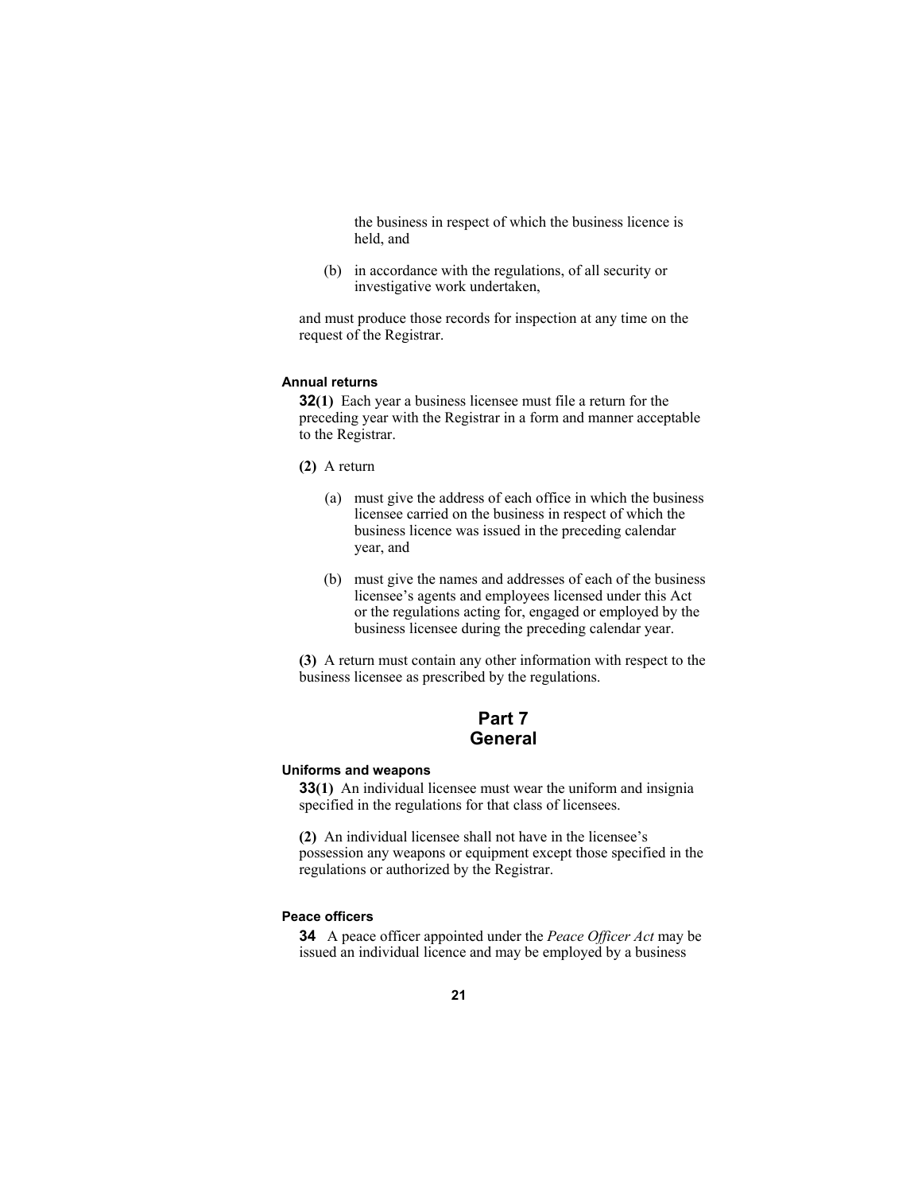the business in respect of which the business licence is held, and

(b) in accordance with the regulations, of all security or investigative work undertaken,

and must produce those records for inspection at any time on the request of the Registrar.

#### Annual returns

**32(1)** Each year a business licensee must file a return for the preceding year with the Registrar in a form and manner acceptable to the Registrar.

**(2)** A return

(a) must give the address of each office in which the business licensee carried on the business in respect of which the business licence was issued in the preceding calendar year, and

(b) must give the names and addresses of each of the business licensee's agents and employees licensed under this Act or the regulations acting for, engaged or employed by the business licensee during the preceding calendar year.

**(3)** A return must contain any other information with respect to the business licensee as prescribed by the regulations.

## Part 7
## General

#### Uniforms and weapons

**33(1)** An individual licensee must wear the uniform and insignia specified in the regulations for that class of licensees.

**(2)** An individual licensee shall not have in the licensee's possession any weapons or equipment except those specified in the regulations or authorized by the Registrar.

#### Peace officers

**34** A peace officer appointed under the *Peace Officer Act* may be issued an individual licence and may be employed by a business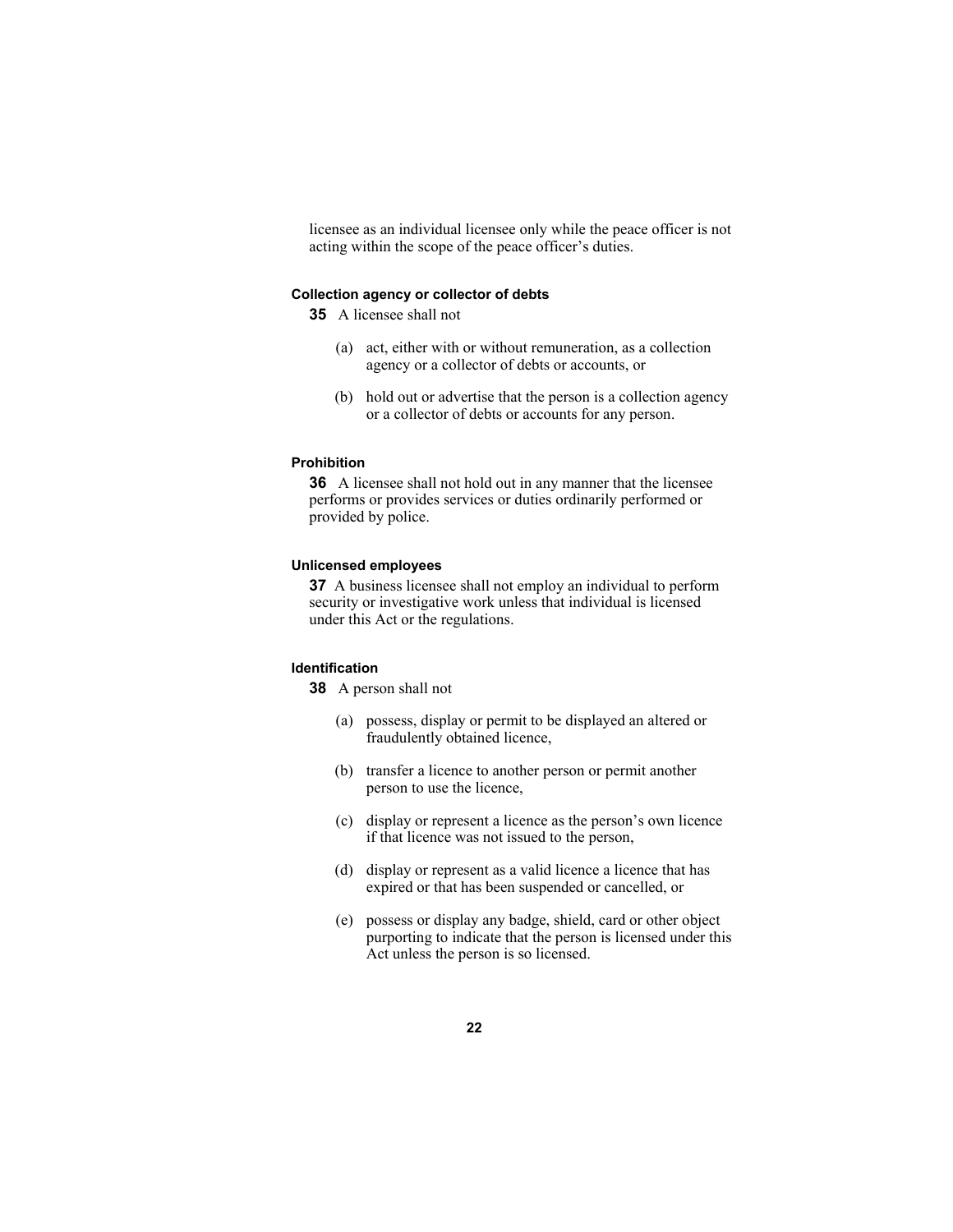licensee as an individual licensee only while the peace officer is not acting within the scope of the peace officer's duties.

#### Collection agency or collector of debts

**35** A licensee shall not

(a) act, either with or without remuneration, as a collection agency or a collector of debts or accounts, or

(b) hold out or advertise that the person is a collection agency or a collector of debts or accounts for any person.

#### Prohibition

**36** A licensee shall not hold out in any manner that the licensee performs or provides services or duties ordinarily performed or provided by police.

#### Unlicensed employees

**37** A business licensee shall not employ an individual to perform security or investigative work unless that individual is licensed under this Act or the regulations.

#### Identification

**38** A person shall not

(a) possess, display or permit to be displayed an altered or fraudulently obtained licence,

(b) transfer a licence to another person or permit another person to use the licence,

(c) display or represent a licence as the person's own licence if that licence was not issued to the person,

(d) display or represent as a valid licence a licence that has expired or that has been suspended or cancelled, or

(e) possess or display any badge, shield, card or other object purporting to indicate that the person is licensed under this Act unless the person is so licensed.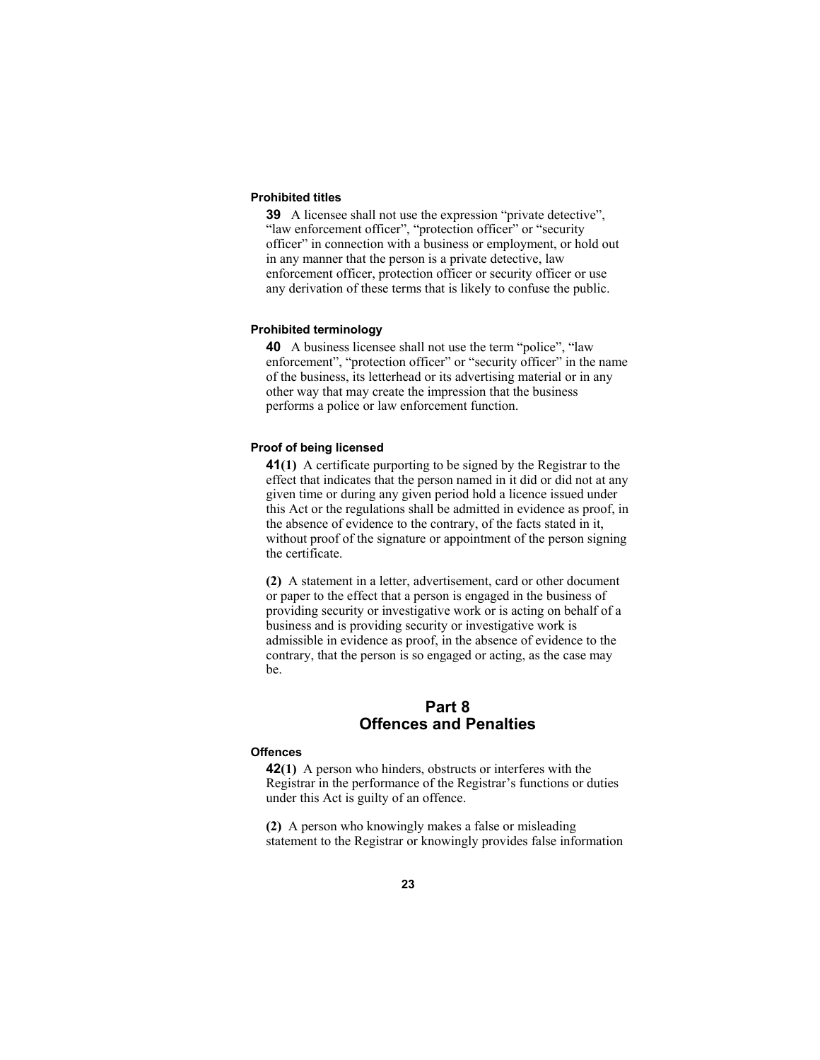#### Prohibited titles

**39** A licensee shall not use the expression “private detective”, “law enforcement officer”, “protection officer” or “security officer” in connection with a business or employment, or hold out in any manner that the person is a private detective, law enforcement officer, protection officer or security officer or use any derivation of these terms that is likely to confuse the public.

#### Prohibited terminology

**40** A business licensee shall not use the term “police”, “law enforcement”, “protection officer” or “security officer” in the name of the business, its letterhead or its advertising material or in any other way that may create the impression that the business performs a police or law enforcement function.

#### Proof of being licensed

**41(1)** A certificate purporting to be signed by the Registrar to the effect that indicates that the person named in it did or did not at any given time or during any given period hold a licence issued under this Act or the regulations shall be admitted in evidence as proof, in the absence of evidence to the contrary, of the facts stated in it, without proof of the signature or appointment of the person signing the certificate.

**(2)** A statement in a letter, advertisement, card or other document or paper to the effect that a person is engaged in the business of providing security or investigative work or is acting on behalf of a business and is providing security or investigative work is admissible in evidence as proof, in the absence of evidence to the contrary, that the person is so engaged or acting, as the case may be.

## Part 8
## Offences and Penalties

#### Offences

**42(1)** A person who hinders, obstructs or interferes with the Registrar in the performance of the Registrar’s functions or duties under this Act is guilty of an offence.

**(2)** A person who knowingly makes a false or misleading statement to the Registrar or knowingly provides false information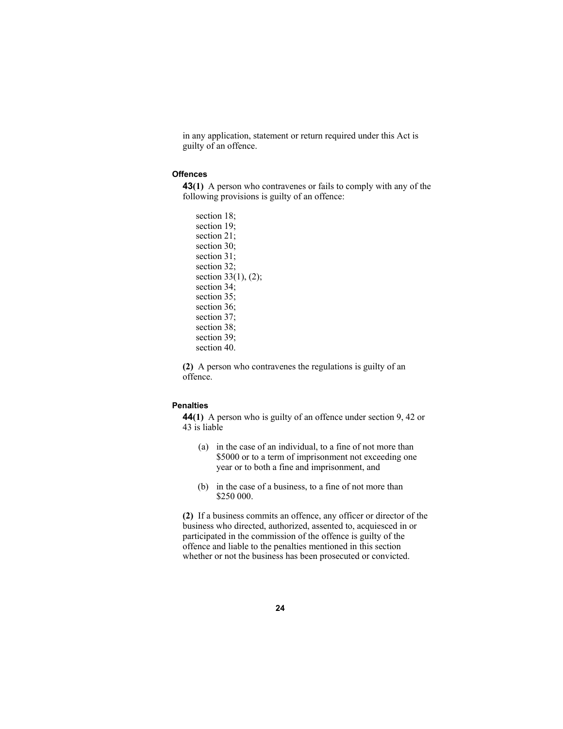in any application, statement or return required under this Act is guilty of an offence.

### Offences

**43(1)** A person who contravenes or fails to comply with any of the following provisions is guilty of an offence:

section 18;
section 19;
section 21;
section 30;
section 31;
section 32;
section 33(1), (2);
section 34;
section 35;
section 36;
section 37;
section 38;
section 39;
section 40.

**(2)** A person who contravenes the regulations is guilty of an offence.

### Penalties

**44(1)** A person who is guilty of an offence under section 9, 42 or 43 is liable

(a) in the case of an individual, to a fine of not more than $5000 or to a term of imprisonment not exceeding one year or to both a fine and imprisonment, and

(b) in the case of a business, to a fine of not more than $250 000.

**(2)** If a business commits an offence, any officer or director of the business who directed, authorized, assented to, acquiesced in or participated in the commission of the offence is guilty of the offence and liable to the penalties mentioned in this section whether or not the business has been prosecuted or convicted.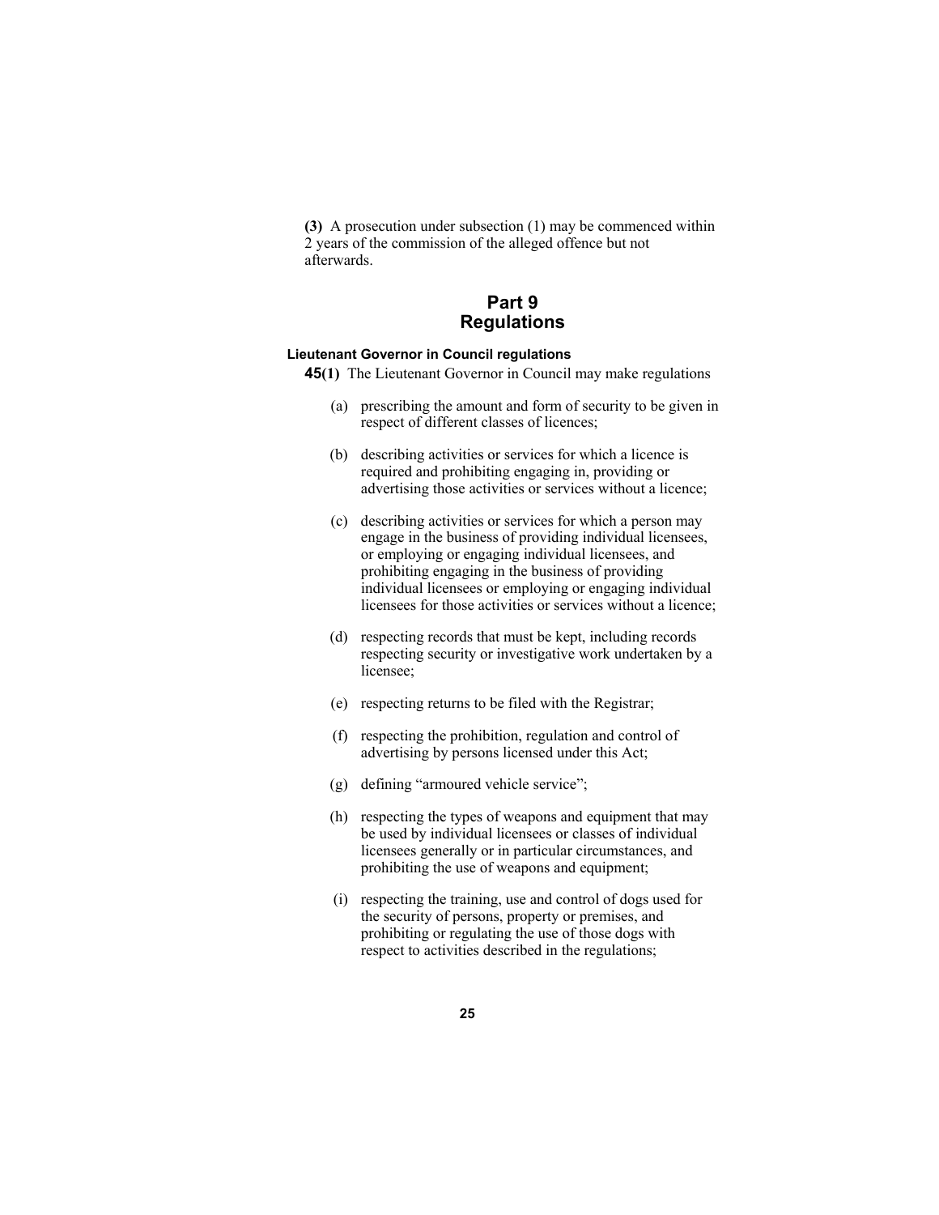**(3)** A prosecution under subsection (1) may be commenced within 2 years of the commission of the alleged offence but not afterwards.

## Part 9
## Regulations

### Lieutenant Governor in Council regulations

**45(1)** The Lieutenant Governor in Council may make regulations

(a) prescribing the amount and form of security to be given in respect of different classes of licences;

(b) describing activities or services for which a licence is required and prohibiting engaging in, providing or advertising those activities or services without a licence;

(c) describing activities or services for which a person may engage in the business of providing individual licensees, or employing or engaging individual licensees, and prohibiting engaging in the business of providing individual licensees or employing or engaging individual licensees for those activities or services without a licence;

(d) respecting records that must be kept, including records respecting security or investigative work undertaken by a licensee;

(e) respecting returns to be filed with the Registrar;

(f) respecting the prohibition, regulation and control of advertising by persons licensed under this Act;

(g) defining "armoured vehicle service";

(h) respecting the types of weapons and equipment that may be used by individual licensees or classes of individual licensees generally or in particular circumstances, and prohibiting the use of weapons and equipment;

(i) respecting the training, use and control of dogs used for the security of persons, property or premises, and prohibiting or regulating the use of those dogs with respect to activities described in the regulations;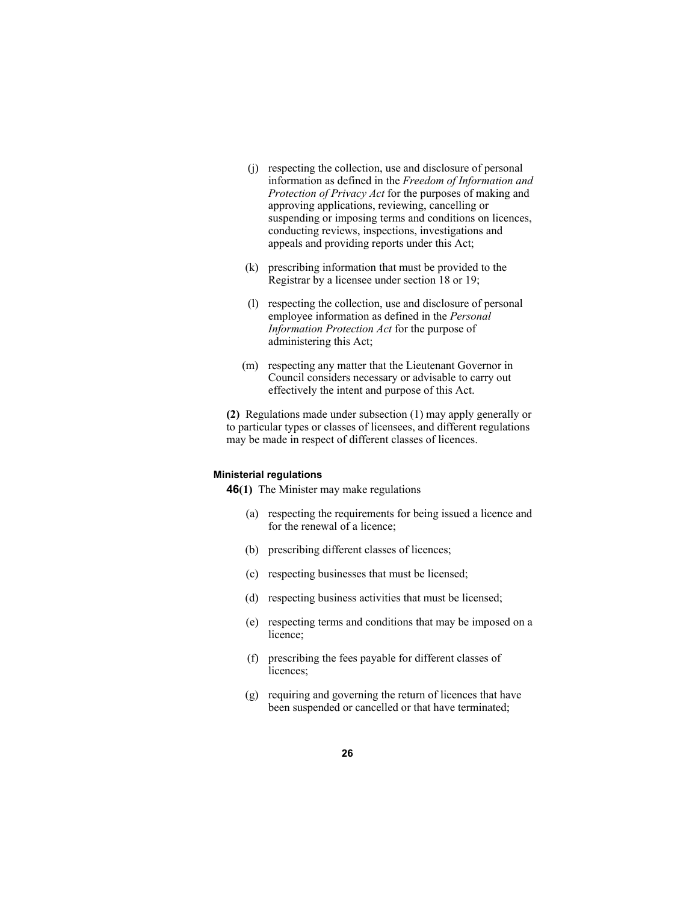(j) respecting the collection, use and disclosure of personal information as defined in the *Freedom of Information and Protection of Privacy Act* for the purposes of making and approving applications, reviewing, cancelling or suspending or imposing terms and conditions on licences, conducting reviews, inspections, investigations and appeals and providing reports under this Act;

(k) prescribing information that must be provided to the Registrar by a licensee under section 18 or 19;

(l) respecting the collection, use and disclosure of personal employee information as defined in the *Personal Information Protection Act* for the purpose of administering this Act;

(m) respecting any matter that the Lieutenant Governor in Council considers necessary or advisable to carry out effectively the intent and purpose of this Act.

**(2)** Regulations made under subsection (1) may apply generally or to particular types or classes of licensees, and different regulations may be made in respect of different classes of licences.

#### Ministerial regulations

**46(1)** The Minister may make regulations

(a) respecting the requirements for being issued a licence and for the renewal of a licence;

(b) prescribing different classes of licences;

(c) respecting businesses that must be licensed;

(d) respecting business activities that must be licensed;

(e) respecting terms and conditions that may be imposed on a licence;

(f) prescribing the fees payable for different classes of licences;

(g) requiring and governing the return of licences that have been suspended or cancelled or that have terminated;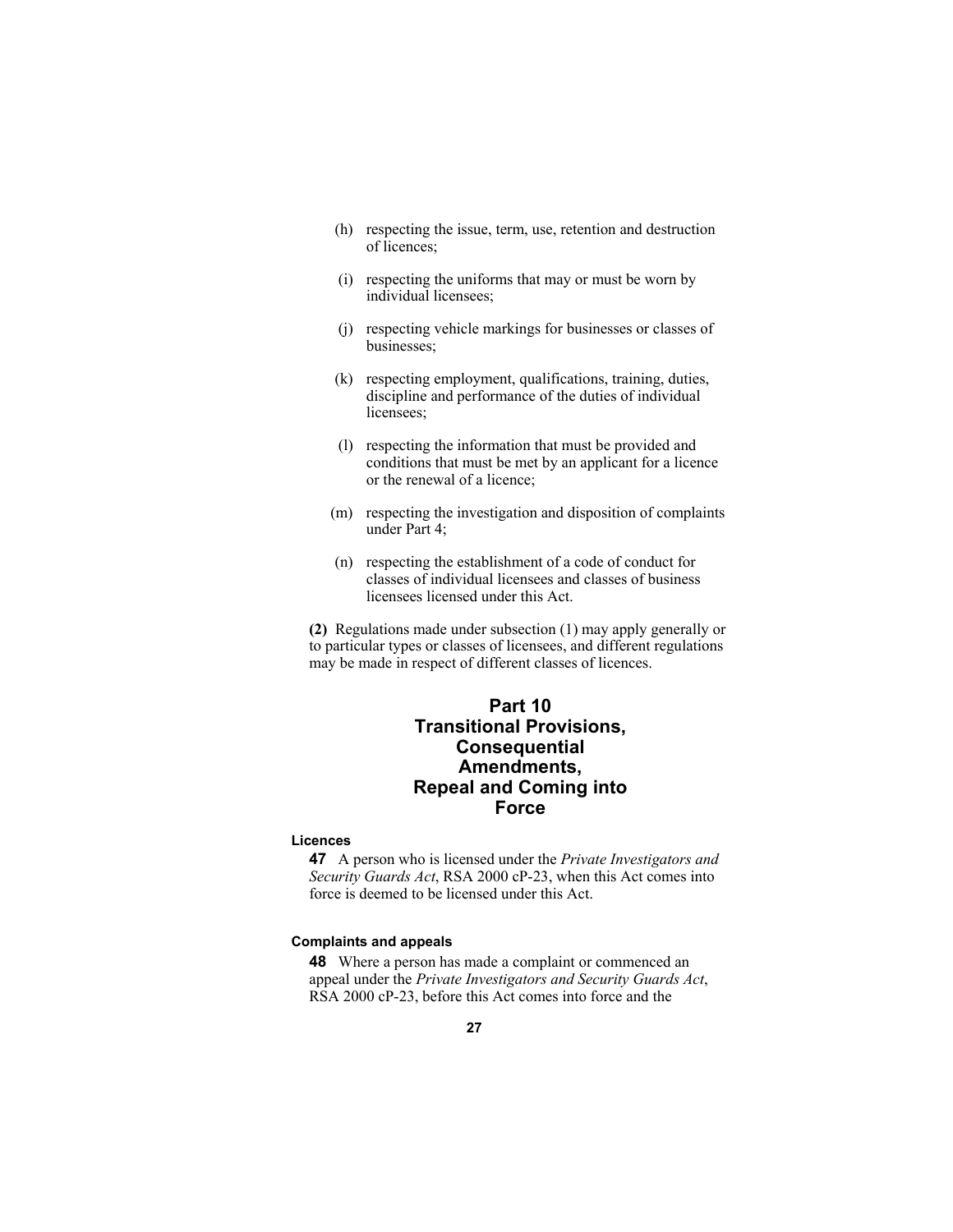(h) respecting the issue, term, use, retention and destruction of licences;

(i) respecting the uniforms that may or must be worn by individual licensees;

(j) respecting vehicle markings for businesses or classes of businesses;

(k) respecting employment, qualifications, training, duties, discipline and performance of the duties of individual licensees;

(l) respecting the information that must be provided and conditions that must be met by an applicant for a licence or the renewal of a licence;

(m) respecting the investigation and disposition of complaints under Part 4;

(n) respecting the establishment of a code of conduct for classes of individual licensees and classes of business licensees licensed under this Act.

**(2)** Regulations made under subsection (1) may apply generally or to particular types or classes of licensees, and different regulations may be made in respect of different classes of licences.

## Part 10 Transitional Provisions, Consequential Amendments, Repeal and Coming into Force

#### Licences

**47** A person who is licensed under the *Private Investigators and Security Guards Act*, RSA 2000 cP-23, when this Act comes into force is deemed to be licensed under this Act.

#### Complaints and appeals

**48** Where a person has made a complaint or commenced an appeal under the *Private Investigators and Security Guards Act*, RSA 2000 cP-23, before this Act comes into force and the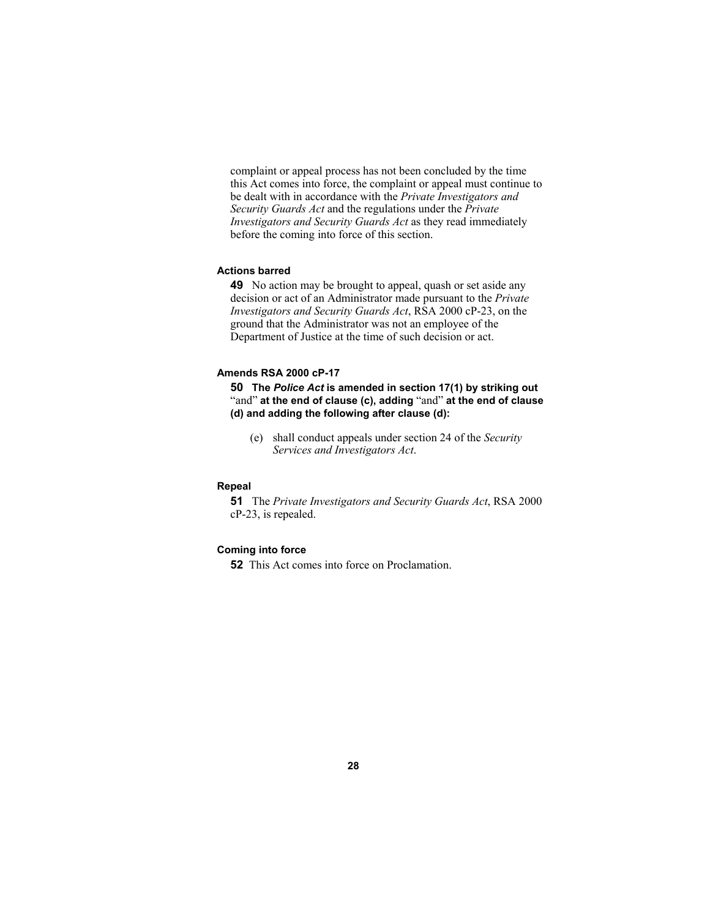complaint or appeal process has not been concluded by the time this Act comes into force, the complaint or appeal must continue to be dealt with in accordance with the *Private Investigators and Security Guards Act* and the regulations under the *Private Investigators and Security Guards Act* as they read immediately before the coming into force of this section.

**Actions barred**

**49** No action may be brought to appeal, quash or set aside any decision or act of an Administrator made pursuant to the *Private Investigators and Security Guards Act*, RSA 2000 cP-23, on the ground that the Administrator was not an employee of the Department of Justice at the time of such decision or act.

**Amends RSA 2000 cP-17**

**50 The *Police Act* is amended in section 17(1) by striking out** "and" **at the end of clause (c), adding** "and" **at the end of clause (d) and adding the following after clause (d):**

(e) shall conduct appeals under section 24 of the *Security Services and Investigators Act*.

**Repeal**

**51** The *Private Investigators and Security Guards Act*, RSA 2000 cP-23, is repealed.

**Coming into force**

**52** This Act comes into force on Proclamation.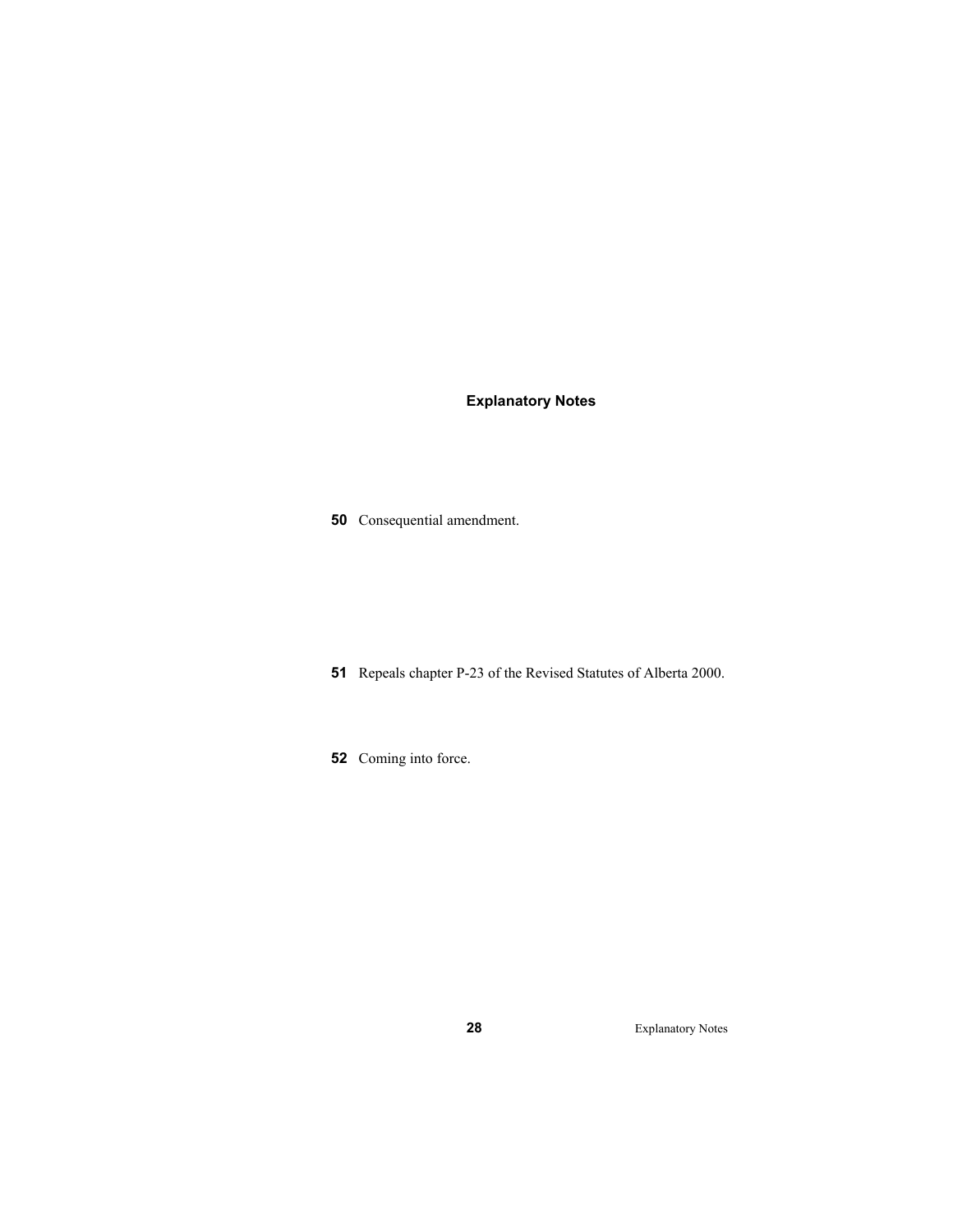## Explanatory Notes

**50** Consequential amendment.

**51** Repeals chapter P-23 of the Revised Statutes of Alberta 2000.

**52** Coming into force.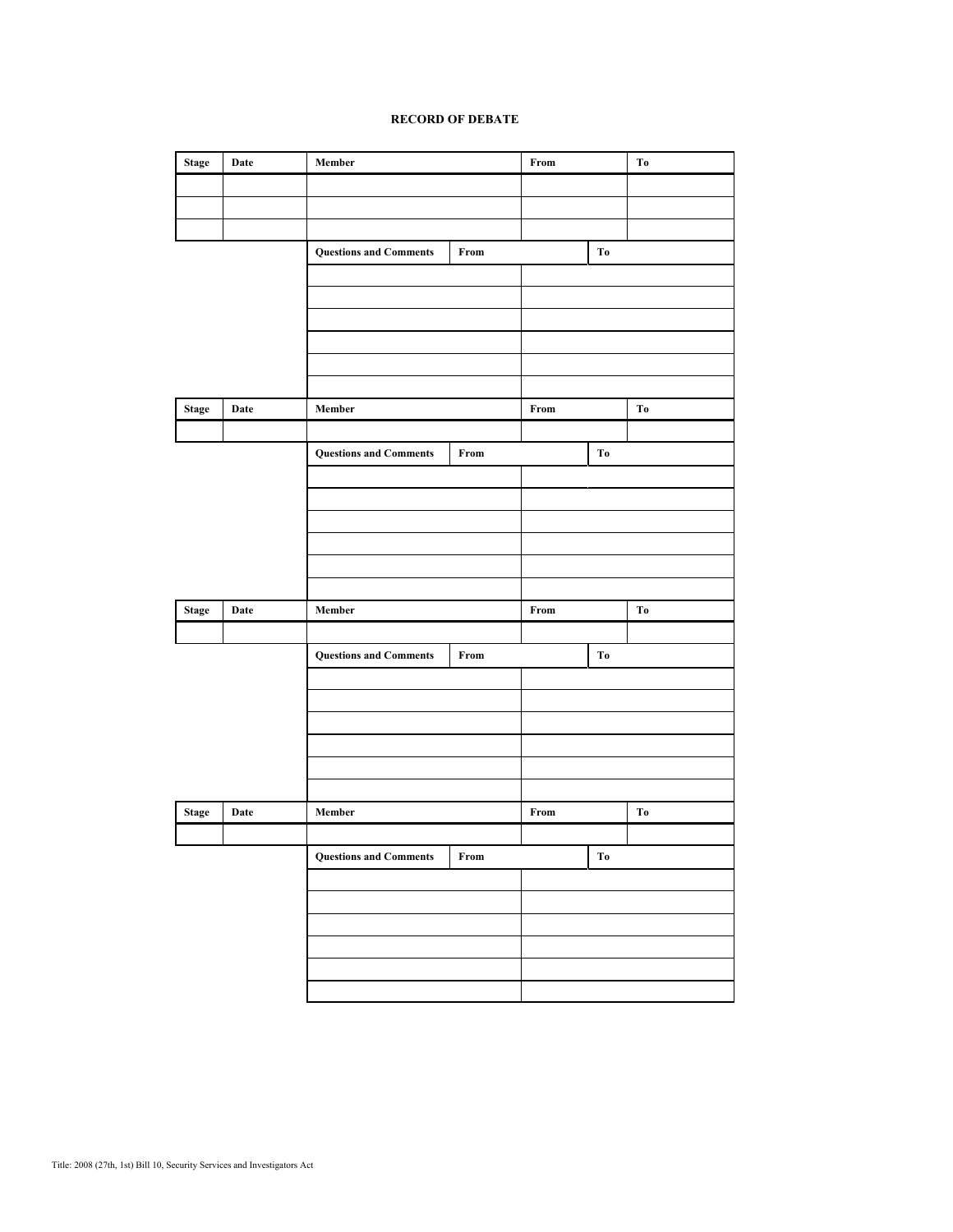**RECORD OF DEBATE**

| Stage | Date | Member | From | To |
|---|---|---|---|---|
| | | | | |
| | | | | |
| | | | | |

| Questions and Comments From | To |
|---|---|
| | |
| | |
| | |
| | |
| | |
| | |

| Stage | Date | Member | From | To |
|---|---|---|---|---|
| | | | | |

| Questions and Comments From | To |
|---|---|
| | |
| | |
| | |
| | |
| | |
| | |

| Stage | Date | Member | From | To |
|---|---|---|---|---|
| | | | | |

| Questions and Comments From | To |
|---|---|
| | |
| | |
| | |
| | |
| | |
| | |

| Stage | Date | Member | From | To |
|---|---|---|---|---|
| | | | | |

| Questions and Comments From | To |
|---|---|
| | |
| | |
| | |
| | |
| | |
| | |

Title: 2008 (27th, 1st) Bill 10, Security Services and Investigators Act